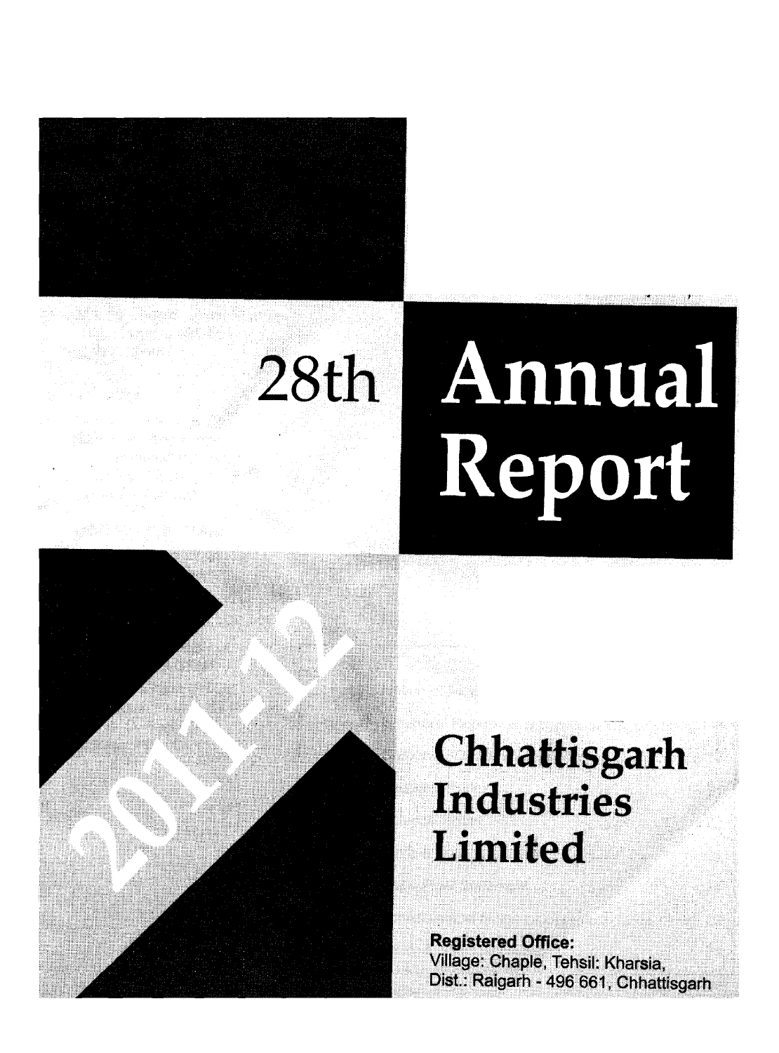# 28th Annual Report

2011-12

## Chhattisgarh Industries Limited

**Registered Office:**
Village: Chaple, Tehsil: Kharsia,
Dist.: Raigarh - 496 661, Chhattisgarh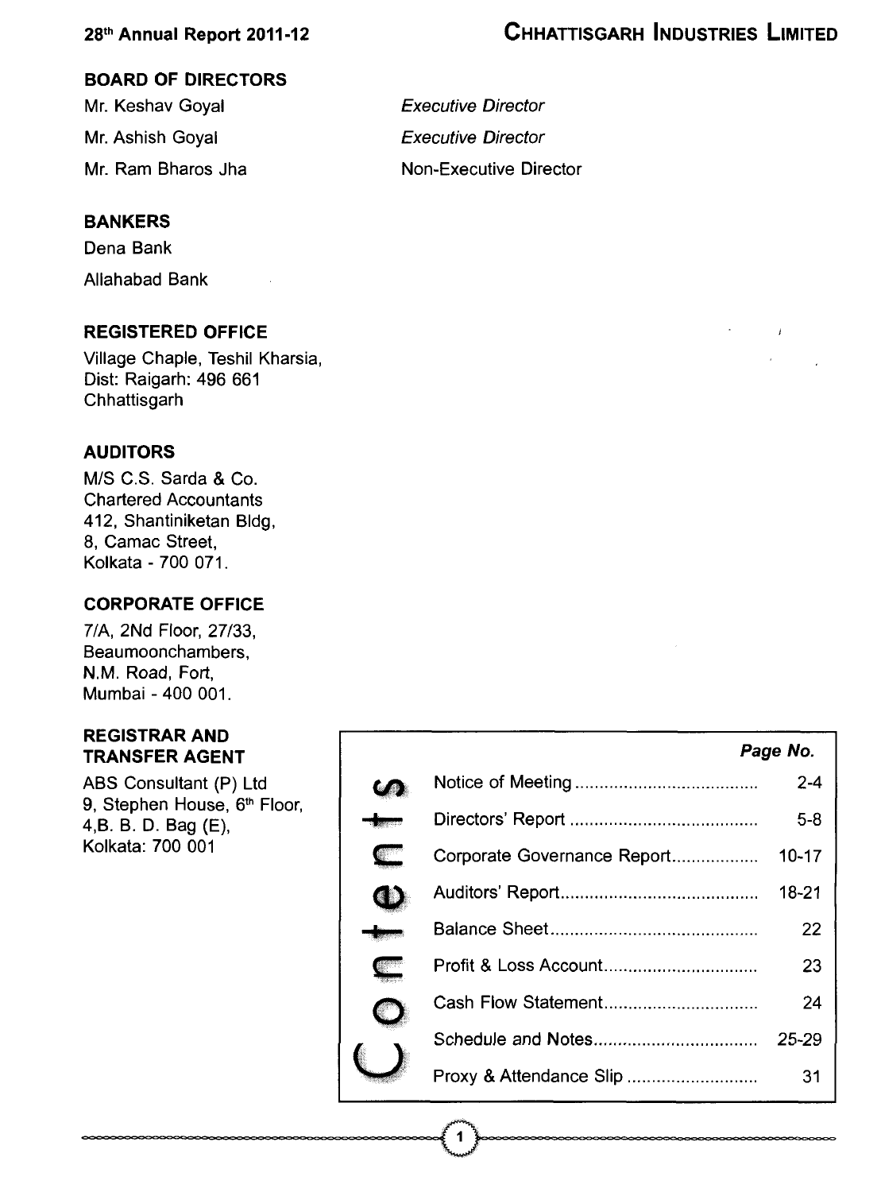## BOARD OF DIRECTORS

| | |
|---|---|
| Mr. Keshav Goyal | *Executive Director* |
| Mr. Ashish Goyal | *Executive Director* |
| Mr. Ram Bharos Jha | Non-Executive Director |

## BANKERS

Dena Bank

Allahabad Bank

## REGISTERED OFFICE

Village Chaple, Teshil Kharsia,
Dist: Raigarh: 496 661
Chhattisgarh

## AUDITORS

M/S C.S. Sarda & Co.
Chartered Accountants
412, Shantiniketan Bldg,
8, Camac Street,
Kolkata - 700 071.

## CORPORATE OFFICE

7/A, 2Nd Floor, 27/33,
Beaumoonchambers,
N.M. Road, Fort,
Mumbai - 400 001.

## REGISTRAR AND TRANSFER AGENT

ABS Consultant (P) Ltd
9, Stephen House, 6th Floor,
4,B. B. D. Bag (E),
Kolkata: 700 001

## Contents

| | *Page No.* |
|---|---|
| Notice of Meeting | 2-4 |
| Directors' Report | 5-8 |
| Corporate Governance Report | 10-17 |
| Auditors' Report | 18-21 |
| Balance Sheet | 22 |
| Profit & Loss Account | 23 |
| Cash Flow Statement | 24 |
| Schedule and Notes | 25-29 |
| Proxy & Attendance Slip | 31 |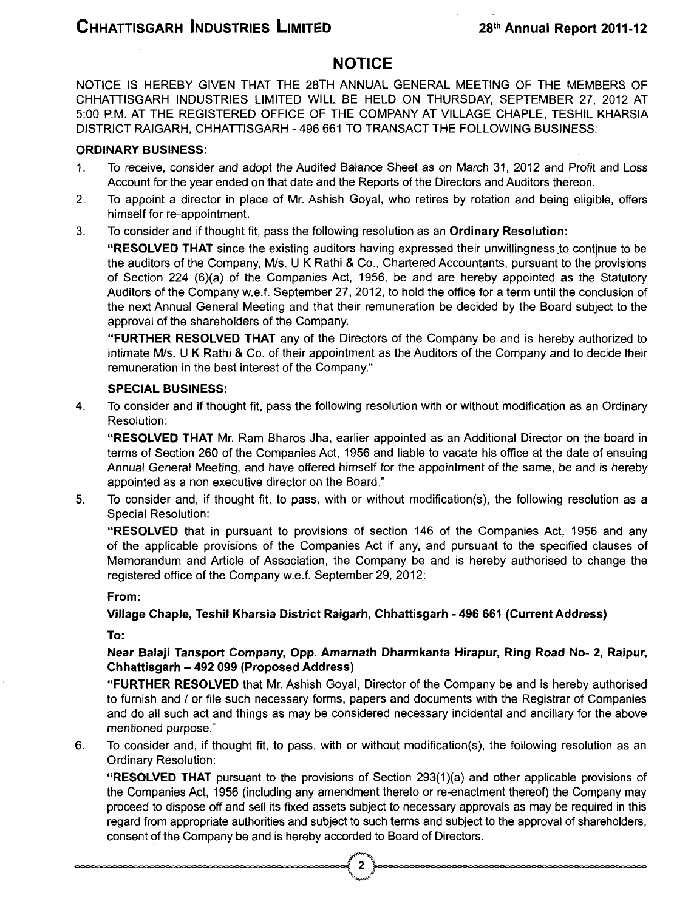# NOTICE

NOTICE IS HEREBY GIVEN THAT THE 28TH ANNUAL GENERAL MEETING OF THE MEMBERS OF CHHATTISGARH INDUSTRIES LIMITED WILL BE HELD ON THURSDAY, SEPTEMBER 27, 2012 AT 5:00 P.M. AT THE REGISTERED OFFICE OF THE COMPANY AT VILLAGE CHAPLE, TESHIL KHARSIA DISTRICT RAIGARH, CHHATTISGARH - 496 661 TO TRANSACT THE FOLLOWING BUSINESS:

**ORDINARY BUSINESS:**

1. To receive, consider and adopt the Audited Balance Sheet as on March 31, 2012 and Profit and Loss Account for the year ended on that date and the Reports of the Directors and Auditors thereon.
2. To appoint a director in place of Mr. Ashish Goyal, who retires by rotation and being eligible, offers himself for re-appointment.
3. To consider and if thought fit, pass the following resolution as an **Ordinary Resolution:**

   **"RESOLVED THAT** since the existing auditors having expressed their unwillingness to continue to be the auditors of the Company, M/s. U K Rathi & Co., Chartered Accountants, pursuant to the provisions of Section 224 (6)(a) of the Companies Act, 1956, be and are hereby appointed as the Statutory Auditors of the Company w.e.f. September 27, 2012, to hold the office for a term until the conclusion of the next Annual General Meeting and that their remuneration be decided by the Board subject to the approval of the shareholders of the Company.

   **"FURTHER RESOLVED THAT** any of the Directors of the Company be and is hereby authorized to intimate M/s. U K Rathi & Co. of their appointment as the Auditors of the Company and to decide their remuneration in the best interest of the Company."

**SPECIAL BUSINESS:**

4. To consider and if thought fit, pass the following resolution with or without modification as an Ordinary Resolution:

   **"RESOLVED THAT** Mr. Ram Bharos Jha, earlier appointed as an Additional Director on the board in terms of Section 260 of the Companies Act, 1956 and liable to vacate his office at the date of ensuing Annual General Meeting, and have offered himself for the appointment of the same, be and is hereby appointed as a non executive director on the Board."

5. To consider and, if thought fit, to pass, with or without modification(s), the following resolution as a Special Resolution:

   **"RESOLVED** that in pursuant to provisions of section 146 of the Companies Act, 1956 and any of the applicable provisions of the Companies Act if any, and pursuant to the specified clauses of Memorandum and Article of Association, the Company be and is hereby authorised to change the registered office of the Company w.e.f. September 29, 2012;

   **From:**

   **Village Chaple, Teshil Kharsia District Raigarh, Chhattisgarh - 496 661 (Current Address)**

   **To:**

   **Near Balaji Tansport Company, Opp. Amarnath Dharmkanta Hirapur, Ring Road No- 2, Raipur, Chhattisgarh – 492 099 (Proposed Address)**

   **"FURTHER RESOLVED** that Mr. Ashish Goyal, Director of the Company be and is hereby authorised to furnish and / or file such necessary forms, papers and documents with the Registrar of Companies and do all such act and things as may be considered necessary incidental and ancillary for the above mentioned purpose."

6. To consider and, if thought fit, to pass, with or without modification(s), the following resolution as an Ordinary Resolution:

   **"RESOLVED THAT** pursuant to the provisions of Section 293(1)(a) and other applicable provisions of the Companies Act, 1956 (including any amendment thereto or re-enactment thereof) the Company may proceed to dispose off and sell its fixed assets subject to necessary approvals as may be required in this regard from appropriate authorities and subject to such terms and subject to the approval of shareholders, consent of the Company be and is hereby accorded to Board of Directors.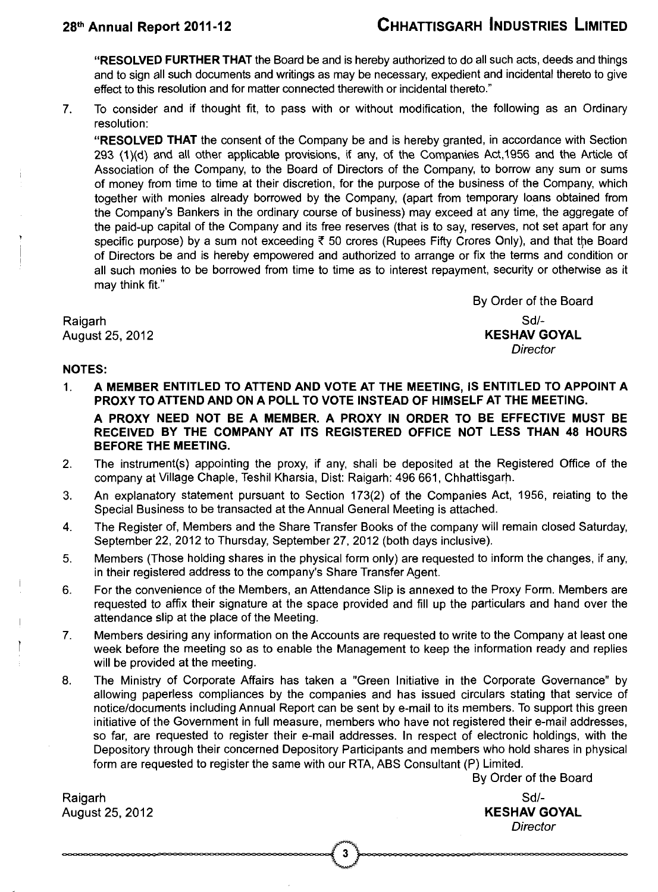**"RESOLVED FURTHER THAT** the Board be and is hereby authorized to do all such acts, deeds and things and to sign all such documents and writings as may be necessary, expedient and incidental thereto to give effect to this resolution and for matter connected therewith or incidental thereto."

7. To consider and if thought fit, to pass with or without modification, the following as an Ordinary resolution:

   **"RESOLVED THAT** the consent of the Company be and is hereby granted, in accordance with Section 293 (1)(d) and all other applicable provisions, if any, of the Companies Act,1956 and the Article of Association of the Company, to the Board of Directors of the Company, to borrow any sum or sums of money from time to time at their discretion, for the purpose of the business of the Company, which together with monies already borrowed by the Company, (apart from temporary loans obtained from the Company's Bankers in the ordinary course of business) may exceed at any time, the aggregate of the paid-up capital of the Company and its free reserves (that is to say, reserves, not set apart for any specific purpose) by a sum not exceeding ₹ 50 crores (Rupees Fifty Crores Only), and that the Board of Directors be and is hereby empowered and authorized to arrange or fix the terms and condition or all such monies to be borrowed from time to time as to interest repayment, security or otherwise as it may think fit."

By Order of the Board

Raigarh
August 25, 2012

Sd/-
**KESHAV GOYAL**
*Director*

**NOTES:**

1. **A MEMBER ENTITLED TO ATTEND AND VOTE AT THE MEETING, IS ENTITLED TO APPOINT A PROXY TO ATTEND AND ON A POLL TO VOTE INSTEAD OF HIMSELF AT THE MEETING.**

   **A PROXY NEED NOT BE A MEMBER. A PROXY IN ORDER TO BE EFFECTIVE MUST BE RECEIVED BY THE COMPANY AT ITS REGISTERED OFFICE NOT LESS THAN 48 HOURS BEFORE THE MEETING.**

2. The instrument(s) appointing the proxy, if any, shall be deposited at the Registered Office of the company at Village Chaple, Teshil Kharsia, Dist: Raigarh: 496 661, Chhattisgarh.

3. An explanatory statement pursuant to Section 173(2) of the Companies Act, 1956, relating to the Special Business to be transacted at the Annual General Meeting is attached.

4. The Register of, Members and the Share Transfer Books of the company will remain closed Saturday, September 22, 2012 to Thursday, September 27, 2012 (both days inclusive).

5. Members (Those holding shares in the physical form only) are requested to inform the changes, if any, in their registered address to the company's Share Transfer Agent.

6. For the convenience of the Members, an Attendance Slip is annexed to the Proxy Form. Members are requested to affix their signature at the space provided and fill up the particulars and hand over the attendance slip at the place of the Meeting.

7. Members desiring any information on the Accounts are requested to write to the Company at least one week before the meeting so as to enable the Management to keep the information ready and replies will be provided at the meeting.

8. The Ministry of Corporate Affairs has taken a "Green Initiative in the Corporate Governance" by allowing paperless compliances by the companies and has issued circulars stating that service of notice/documents including Annual Report can be sent by e-mail to its members. To support this green initiative of the Government in full measure, members who have not registered their e-mail addresses, so far, are requested to register their e-mail addresses. In respect of electronic holdings, with the Depository through their concerned Depository Participants and members who hold shares in physical form are requested to register the same with our RTA, ABS Consultant (P) Limited.

By Order of the Board

Raigarh
August 25, 2012

Sd/-
**KESHAV GOYAL**
*Director*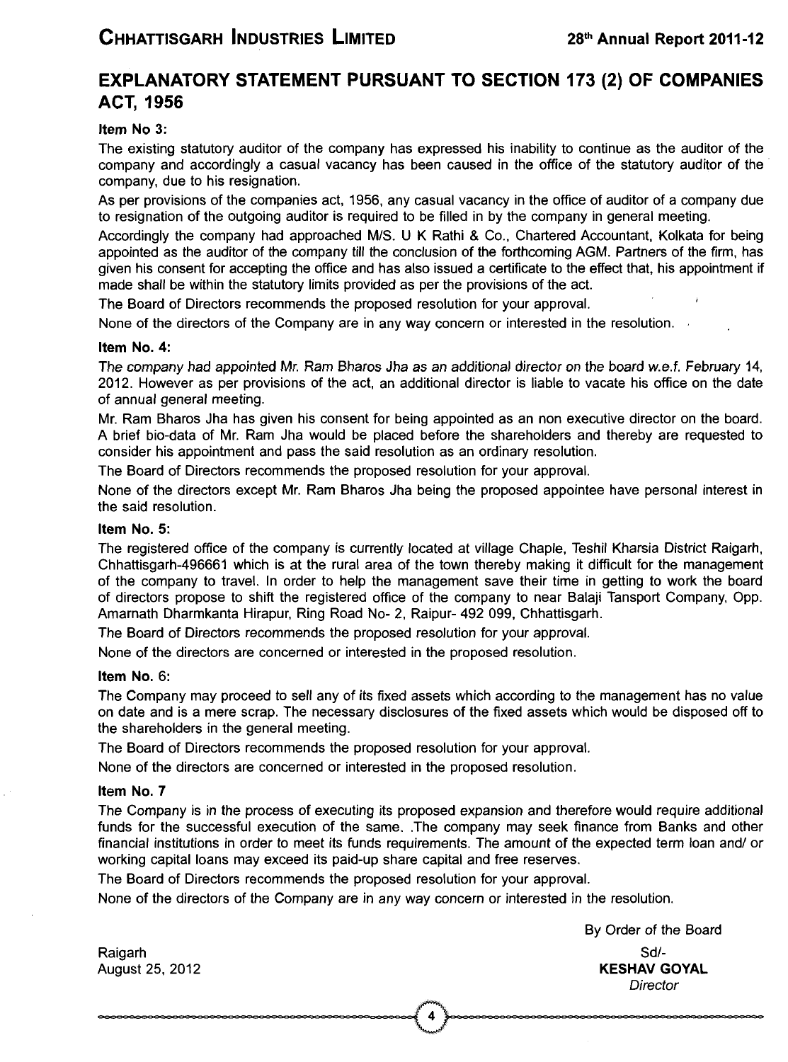## EXPLANATORY STATEMENT PURSUANT TO SECTION 173 (2) OF COMPANIES ACT, 1956

**Item No 3:**

The existing statutory auditor of the company has expressed his inability to continue as the auditor of the company and accordingly a casual vacancy has been caused in the office of the statutory auditor of the company, due to his resignation.

As per provisions of the companies act, 1956, any casual vacancy in the office of auditor of a company due to resignation of the outgoing auditor is required to be filled in by the company in general meeting.

Accordingly the company had approached M/S. U K Rathi & Co., Chartered Accountant, Kolkata for being appointed as the auditor of the company till the conclusion of the forthcoming AGM. Partners of the firm, has given his consent for accepting the office and has also issued a certificate to the effect that, his appointment if made shall be within the statutory limits provided as per the provisions of the act.

The Board of Directors recommends the proposed resolution for your approval.

None of the directors of the Company are in any way concern or interested in the resolution.

**Item No. 4:**

*The company had appointed Mr. Ram Bharos Jha as an additional director on the board w.e.f. February* 14, 2012. However as per provisions of the act, an additional director is liable to vacate his office on the date of annual general meeting.

Mr. Ram Bharos Jha has given his consent for being appointed as an non executive director on the board. A brief bio-data of Mr. Ram Jha would be placed before the shareholders and thereby are requested to consider his appointment and pass the said resolution as an ordinary resolution.

The Board of Directors recommends the proposed resolution for your approval.

None of the directors except Mr. Ram Bharos Jha being the proposed appointee have personal interest in the said resolution.

**Item No. 5:**

The registered office of the company is currently located at village Chaple, Teshil Kharsia District Raigarh, Chhattisgarh-496661 which is at the rural area of the town thereby making it difficult for the management of the company to travel. In order to help the management save their time in getting to work the board of directors propose to shift the registered office of the company to near Balaji Tansport Company, Opp. Amarnath Dharmkanta Hirapur, Ring Road No- 2, Raipur- 492 099, Chhattisgarh.

The Board of Directors recommends the proposed resolution for your approval.

None of the directors are concerned or interested in the proposed resolution.

**Item No. 6:**

The Company may proceed to sell any of its fixed assets which according to the management has no value on date and is a mere scrap. The necessary disclosures of the fixed assets which would be disposed off to the shareholders in the general meeting.

The Board of Directors recommends the proposed resolution for your approval.

None of the directors are concerned or interested in the proposed resolution.

**Item No. 7**

The Company is in the process of executing its proposed expansion and therefore would require additional funds for the successful execution of the same. .The company may seek finance from Banks and other financial institutions in order to meet its funds requirements. The amount of the expected term loan and/ or working capital loans may exceed its paid-up share capital and free reserves.

The Board of Directors recommends the proposed resolution for your approval.

None of the directors of the Company are in any way concern or interested in the resolution.

By Order of the Board

Raigarh
August 25, 2012

Sd/-
**KESHAV GOYAL**
*Director*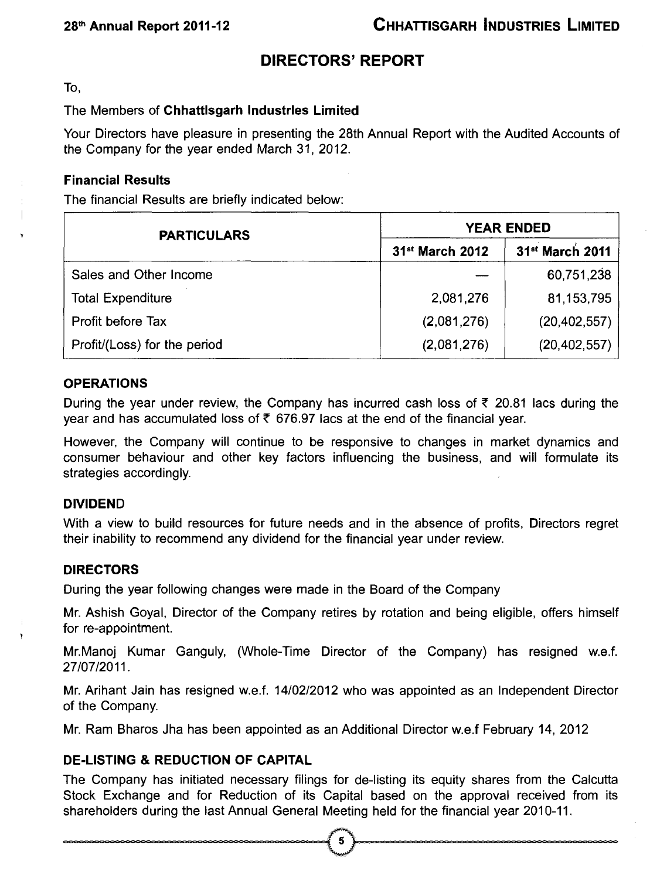# DIRECTORS' REPORT

To,

The Members of **Chhattisgarh Industries Limited**

Your Directors have pleasure in presenting the 28th Annual Report with the Audited Accounts of the Company for the year ended March 31, 2012.

### Financial Results

The financial Results are briefly indicated below:

| PARTICULARS | YEAR ENDED | |
|---|---|---|
| | 31st March 2012 | 31st March 2011 |
| Sales and Other Income | — | 60,751,238 |
| Total Expenditure | 2,081,276 | 81,153,795 |
| Profit before Tax | (2,081,276) | (20,402,557) |
| Profit/(Loss) for the period | (2,081,276) | (20,402,557) |

### OPERATIONS

During the year under review, the Company has incurred cash loss of ₹ 20.81 lacs during the year and has accumulated loss of ₹ 676.97 lacs at the end of the financial year.

However, the Company will continue to be responsive to changes in market dynamics and consumer behaviour and other key factors influencing the business, and will formulate its strategies accordingly.

### DIVIDEND

With a view to build resources for future needs and in the absence of profits, Directors regret their inability to recommend any dividend for the financial year under review.

### DIRECTORS

During the year following changes were made in the Board of the Company

Mr. Ashish Goyal, Director of the Company retires by rotation and being eligible, offers himself for re-appointment.

Mr.Manoj Kumar Ganguly, (Whole-Time Director of the Company) has resigned w.e.f. 27/07/2011.

Mr. Arihant Jain has resigned w.e.f. 14/02/2012 who was appointed as an Independent Director of the Company.

Mr. Ram Bharos Jha has been appointed as an Additional Director w.e.f February 14, 2012

### DE-LISTING & REDUCTION OF CAPITAL

The Company has initiated necessary filings for de-listing its equity shares from the Calcutta Stock Exchange and for Reduction of its Capital based on the approval received from its shareholders during the last Annual General Meeting held for the financial year 2010-11.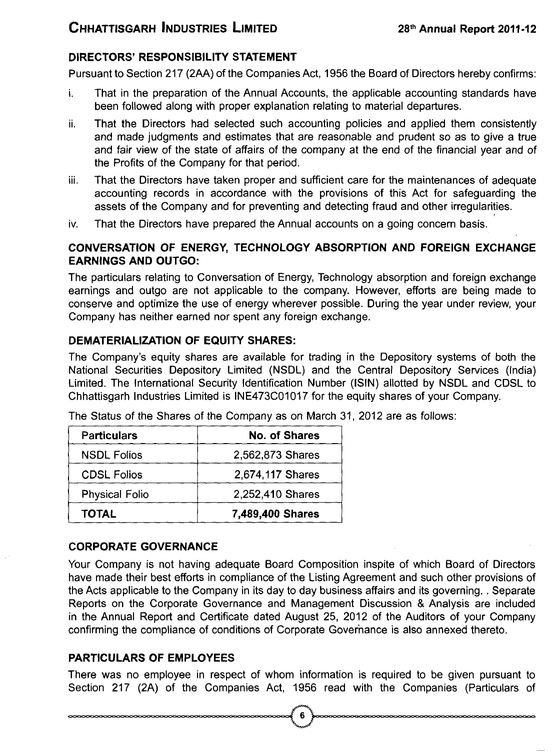## DIRECTORS' RESPONSIBILITY STATEMENT

Pursuant to Section 217 (2AA) of the Companies Act, 1956 the Board of Directors hereby confirms:

i. That in the preparation of the Annual Accounts, the applicable accounting standards have been followed along with proper explanation relating to material departures.

ii. That the Directors had selected such accounting policies and applied them consistently and made judgments and estimates that are reasonable and prudent so as to give a true and fair view of the state of affairs of the company at the end of the financial year and of the Profits of the Company for that period.

iii. That the Directors have taken proper and sufficient care for the maintenances of adequate accounting records in accordance with the provisions of this Act for safeguarding the assets of the Company and for preventing and detecting fraud and other irregularities.

iv. That the Directors have prepared the Annual accounts on a going concern basis.

## CONVERSATION OF ENERGY, TECHNOLOGY ABSORPTION AND FOREIGN EXCHANGE EARNINGS AND OUTGO:

The particulars relating to Conversation of Energy, Technology absorption and foreign exchange earnings and outgo are not applicable to the company. However, efforts are being made to conserve and optimize the use of energy wherever possible. During the year under review, your Company has neither earned nor spent any foreign exchange.

## DEMATERIALIZATION OF EQUITY SHARES:

The Company's equity shares are available for trading in the Depository systems of both the National Securities Depository Limited (NSDL) and the Central Depository Services (India) Limited. The International Security Identification Number (ISIN) allotted by NSDL and CDSL to Chhattisgarh Industries Limited is INE473C01017 for the equity shares of your Company.

The Status of the Shares of the Company as on March 31, 2012 are as follows:

| Particulars | No. of Shares |
|---|---|
| NSDL Folios | 2,562,873 Shares |
| CDSL Folios | 2,674,117 Shares |
| Physical Folio | 2,252,410 Shares |
| **TOTAL** | **7,489,400 Shares** |

## CORPORATE GOVERNANCE

Your Company is not having adequate Board Composition inspite of which Board of Directors have made their best efforts in compliance of the Listing Agreement and such other provisions of the Acts applicable to the Company in its day to day business affairs and its governing. . Separate Reports on the Corporate Governance and Management Discussion & Analysis are included in the Annual Report and Certificate dated August 25, 2012 of the Auditors of your Company confirming the compliance of conditions of Corporate Governance is also annexed thereto.

## PARTICULARS OF EMPLOYEES

There was no employee in respect of whom information is required to be given pursuant to Section 217 (2A) of the Companies Act, 1956 read with the Companies (Particulars of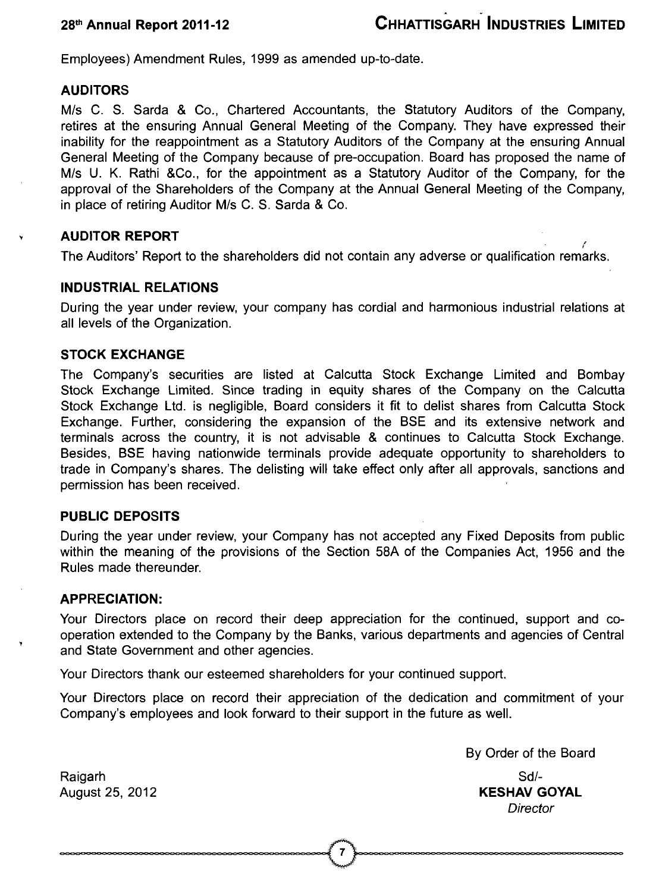Employees) Amendment Rules, 1999 as amended up-to-date.

## AUDITORS

M/s C. S. Sarda & Co., Chartered Accountants, the Statutory Auditors of the Company, retires at the ensuring Annual General Meeting of the Company. They have expressed their inability for the reappointment as a Statutory Auditors of the Company at the ensuring Annual General Meeting of the Company because of pre-occupation. Board has proposed the name of M/s U. K. Rathi &Co., for the appointment as a Statutory Auditor of the Company, for the approval of the Shareholders of the Company at the Annual General Meeting of the Company, in place of retiring Auditor M/s C. S. Sarda & Co.

## AUDITOR REPORT

The Auditors' Report to the shareholders did not contain any adverse or qualification remarks.

## INDUSTRIAL RELATIONS

During the year under review, your company has cordial and harmonious industrial relations at all levels of the Organization.

## STOCK EXCHANGE

The Company's securities are listed at Calcutta Stock Exchange Limited and Bombay Stock Exchange Limited. Since trading in equity shares of the Company on the Calcutta Stock Exchange Ltd. is negligible, Board considers it fit to delist shares from Calcutta Stock Exchange. Further, considering the expansion of the BSE and its extensive network and terminals across the country, it is not advisable & continues to Calcutta Stock Exchange. Besides, BSE having nationwide terminals provide adequate opportunity to shareholders to trade in Company's shares. The delisting will take effect only after all approvals, sanctions and permission has been received.

## PUBLIC DEPOSITS

During the year under review, your Company has not accepted any Fixed Deposits from public within the meaning of the provisions of the Section 58A of the Companies Act, 1956 and the Rules made thereunder.

## APPRECIATION:

Your Directors place on record their deep appreciation for the continued, support and co-operation extended to the Company by the Banks, various departments and agencies of Central and State Government and other agencies.

Your Directors thank our esteemed shareholders for your continued support.

Your Directors place on record their appreciation of the dedication and commitment of your Company's employees and look forward to their support in the future as well.

By Order of the Board

Raigarh
August 25, 2012

Sd/-
**KESHAV GOYAL**
*Director*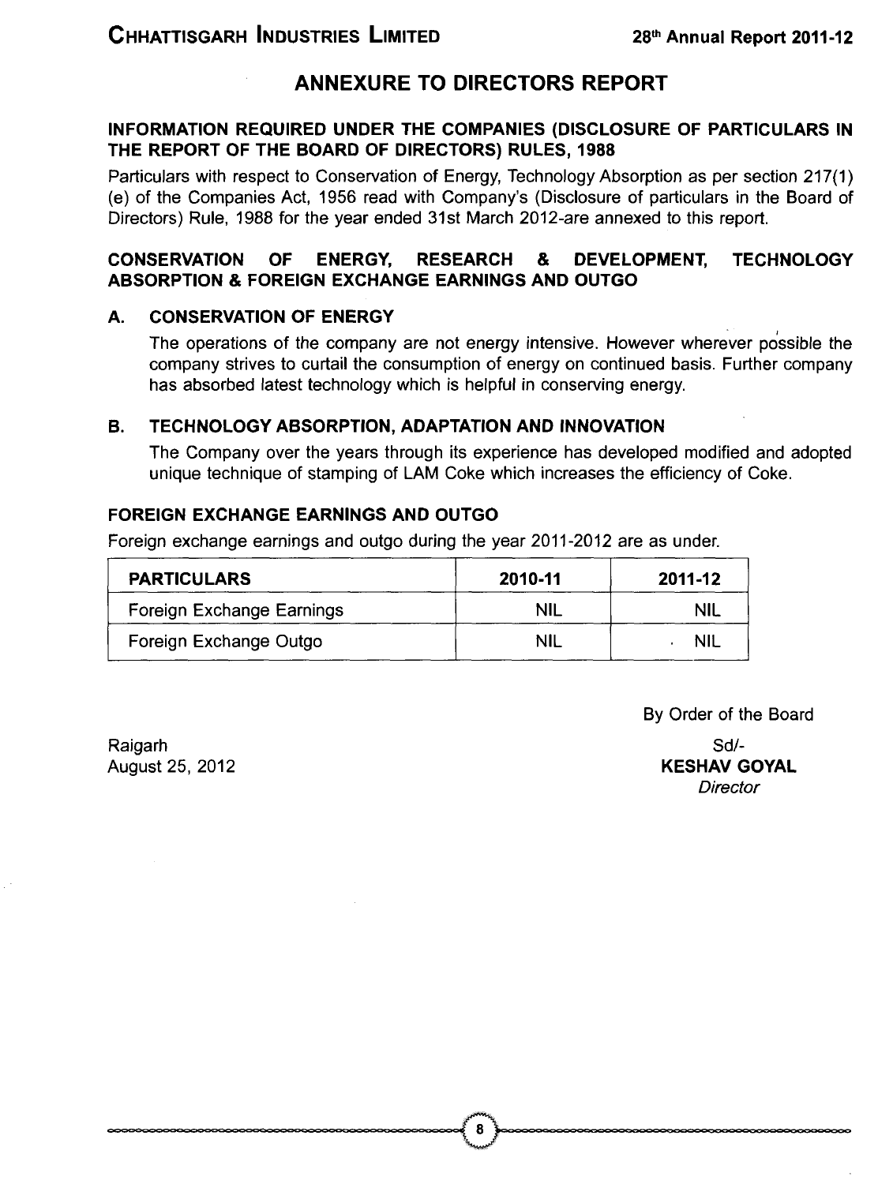# ANNEXURE TO DIRECTORS REPORT

## INFORMATION REQUIRED UNDER THE COMPANIES (DISCLOSURE OF PARTICULARS IN THE REPORT OF THE BOARD OF DIRECTORS) RULES, 1988

Particulars with respect to Conservation of Energy, Technology Absorption as per section 217(1) (e) of the Companies Act, 1956 read with Company's (Disclosure of particulars in the Board of Directors) Rule, 1988 for the year ended 31st March 2012-are annexed to this report.

## CONSERVATION OF ENERGY, RESEARCH & DEVELOPMENT, TECHNOLOGY ABSORPTION & FOREIGN EXCHANGE EARNINGS AND OUTGO

### A. CONSERVATION OF ENERGY

The operations of the company are not energy intensive. However wherever possible the company strives to curtail the consumption of energy on continued basis. Further company has absorbed latest technology which is helpful in conserving energy.

### B. TECHNOLOGY ABSORPTION, ADAPTATION AND INNOVATION

The Company over the years through its experience has developed modified and adopted unique technique of stamping of LAM Coke which increases the efficiency of Coke.

### FOREIGN EXCHANGE EARNINGS AND OUTGO

Foreign exchange earnings and outgo during the year 2011-2012 are as under.

| PARTICULARS | 2010-11 | 2011-12 |
|---|---|---|
| Foreign Exchange Earnings | NIL | NIL |
| Foreign Exchange Outgo | NIL | NIL |

By Order of the Board

Raigarh
August 25, 2012

Sd/-
**KESHAV GOYAL**
*Director*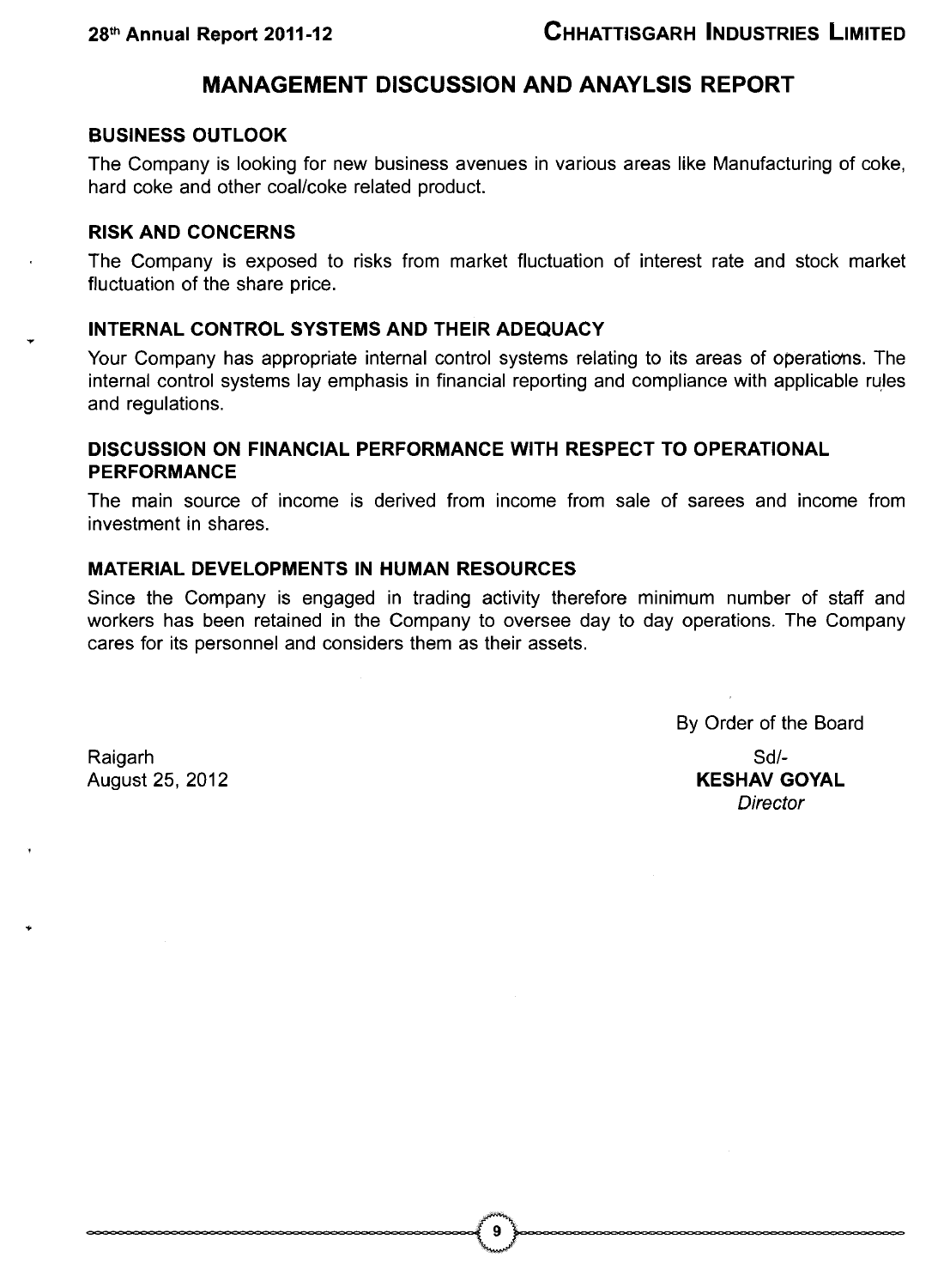# MANAGEMENT DISCUSSION AND ANAYLSIS REPORT

## BUSINESS OUTLOOK

The Company is looking for new business avenues in various areas like Manufacturing of coke, hard coke and other coal/coke related product.

## RISK AND CONCERNS

The Company is exposed to risks from market fluctuation of interest rate and stock market fluctuation of the share price.

## INTERNAL CONTROL SYSTEMS AND THEIR ADEQUACY

Your Company has appropriate internal control systems relating to its areas of operations. The internal control systems lay emphasis in financial reporting and compliance with applicable rules and regulations.

## DISCUSSION ON FINANCIAL PERFORMANCE WITH RESPECT TO OPERATIONAL PERFORMANCE

The main source of income is derived from income from sale of sarees and income from investment in shares.

## MATERIAL DEVELOPMENTS IN HUMAN RESOURCES

Since the Company is engaged in trading activity therefore minimum number of staff and workers has been retained in the Company to oversee day to day operations. The Company cares for its personnel and considers them as their assets.

By Order of the Board

Raigarh
August 25, 2012

Sd/-
**KESHAV GOYAL**
*Director*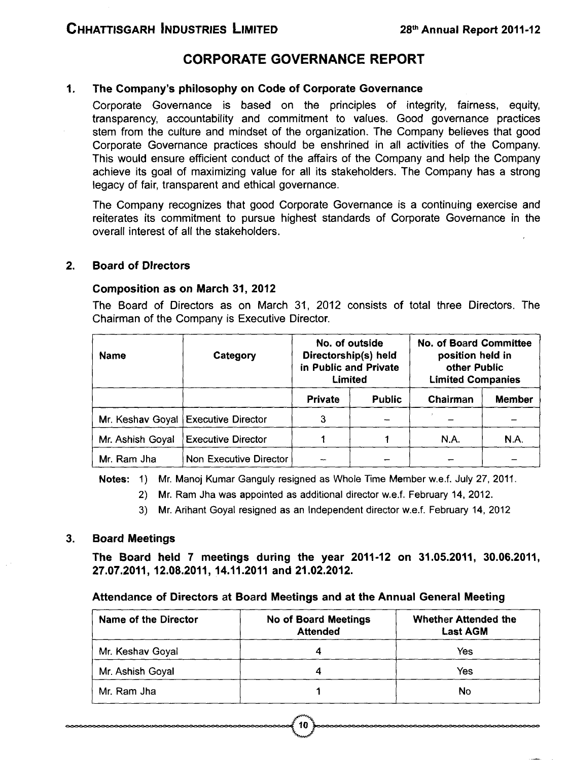# CORPORATE GOVERNANCE REPORT

## 1. The Company's philosophy on Code of Corporate Governance

Corporate Governance is based on the principles of integrity, fairness, equity, transparency, accountability and commitment to values. Good governance practices stem from the culture and mindset of the organization. The Company believes that good Corporate Governance practices should be enshrined in all activities of the Company. This would ensure efficient conduct of the affairs of the Company and help the Company achieve its goal of maximizing value for all its stakeholders. The Company has a strong legacy of fair, transparent and ethical governance.

The Company recognizes that good Corporate Governance is a continuing exercise and reiterates its commitment to pursue highest standards of Corporate Governance in the overall interest of all the stakeholders.

## 2. Board of Directors

### Composition as on March 31, 2012

The Board of Directors as on March 31, 2012 consists of total three Directors. The Chairman of the Company is Executive Director.

| Name | Category | No. of outside Directorship(s) held in Public and Private Limited | | No. of Board Committee position held in other Public Limited Companies | |
|---|---|---|---|---|---|
| | | Private | Public | Chairman | Member |
| Mr. Keshav Goyal | Executive Director | 3 | – | – | – |
| Mr. Ashish Goyal | Executive Director | 1 | 1 | N.A. | N.A. |
| Mr. Ram Jha | Non Executive Director | – | – | – | – |

**Notes:** 1) Mr. Manoj Kumar Ganguly resigned as Whole Time Member w.e.f. July 27, 2011.

2) Mr. Ram Jha was appointed as additional director w.e.f. February 14, 2012.

3) Mr. Arihant Goyal resigned as an Independent director w.e.f. February 14, 2012

## 3. Board Meetings

**The Board held 7 meetings during the year 2011-12 on 31.05.2011, 30.06.2011, 27.07.2011, 12.08.2011, 14.11.2011 and 21.02.2012.**

### Attendance of Directors at Board Meetings and at the Annual General Meeting

| Name of the Director | No of Board Meetings Attended | Whether Attended the Last AGM |
|---|---|---|
| Mr. Keshav Goyal | 4 | Yes |
| Mr. Ashish Goyal | 4 | Yes |
| Mr. Ram Jha | 1 | No |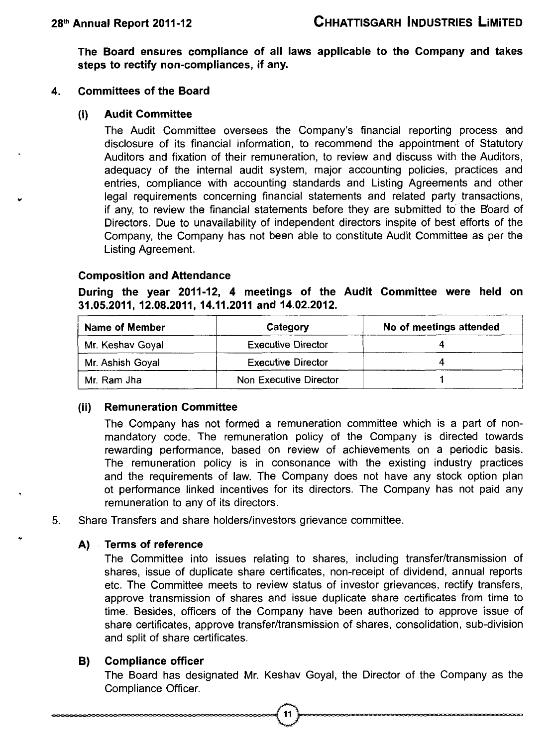**The Board ensures compliance of all laws applicable to the Company and takes steps to rectify non-compliances, if any.**

## 4. Committees of the Board

### (i) Audit Committee

The Audit Committee oversees the Company's financial reporting process and disclosure of its financial information, to recommend the appointment of Statutory Auditors and fixation of their remuneration, to review and discuss with the Auditors, adequacy of the internal audit system, major accounting policies, practices and entries, compliance with accounting standards and Listing Agreements and other legal requirements concerning financial statements and related party transactions, if any, to review the financial statements before they are submitted to the Board of Directors. Due to unavailability of independent directors inspite of best efforts of the Company, the Company has not been able to constitute Audit Committee as per the Listing Agreement.

**Composition and Attendance**

**During the year 2011-12, 4 meetings of the Audit Committee were held on 31.05.2011, 12.08.2011, 14.11.2011 and 14.02.2012.**

| Name of Member | Category | No of meetings attended |
|---|---|---|
| Mr. Keshav Goyal | Executive Director | 4 |
| Mr. Ashish Goyal | Executive Director | 4 |
| Mr. Ram Jha | Non Executive Director | 1 |

### (ii) Remuneration Committee

The Company has not formed a remuneration committee which is a part of non-mandatory code. The remuneration policy of the Company is directed towards rewarding performance, based on review of achievements on a periodic basis. The remuneration policy is in consonance with the existing industry practices and the requirements of law. The Company does not have any stock option plan ot performance linked incentives for its directors. The Company has not paid any remuneration to any of its directors.

## 5. Share Transfers and share holders/investors grievance committee.

### A) Terms of reference

The Committee into issues relating to shares, including transfer/transmission of shares, issue of duplicate share certificates, non-receipt of dividend, annual reports etc. The Committee meets to review status of investor grievances, rectify transfers, approve transmission of shares and issue duplicate share certificates from time to time. Besides, officers of the Company have been authorized to approve issue of share certificates, approve transfer/transmission of shares, consolidation, sub-division and split of share certificates.

### B) Compliance officer

The Board has designated Mr. Keshav Goyal, the Director of the Company as the Compliance Officer.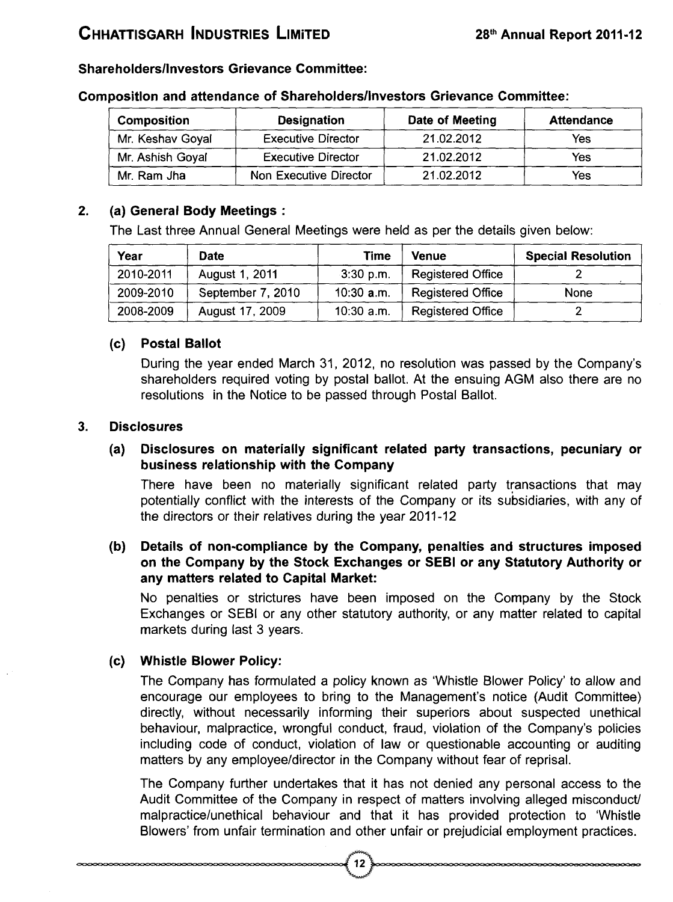**Shareholders/Investors Grievance Committee:**

**Composition and attendance of Shareholders/Investors Grievance Committee:**

| Composition | Designation | Date of Meeting | Attendance |
|---|---|---|---|
| Mr. Keshav Goyal | Executive Director | 21.02.2012 | Yes |
| Mr. Ashish Goyal | Executive Director | 21.02.2012 | Yes |
| Mr. Ram Jha | Non Executive Director | 21.02.2012 | Yes |

**2. (a) General Body Meetings :**

The Last three Annual General Meetings were held as per the details given below:

| Year | Date | Time | Venue | Special Resolution |
|---|---|---|---|---|
| 2010-2011 | August 1, 2011 | 3:30 p.m. | Registered Office | 2 |
| 2009-2010 | September 7, 2010 | 10:30 a.m. | Registered Office | None |
| 2008-2009 | August 17, 2009 | 10:30 a.m. | Registered Office | 2 |

**(c) Postal Ballot**

During the year ended March 31, 2012, no resolution was passed by the Company's shareholders required voting by postal ballot. At the ensuing AGM also there are no resolutions in the Notice to be passed through Postal Ballot.

**3. Disclosures**

**(a) Disclosures on materially significant related party transactions, pecuniary or business relationship with the Company**

There have been no materially significant related party transactions that may potentially conflict with the interests of the Company or its subsidiaries, with any of the directors or their relatives during the year 2011-12

**(b) Details of non-compliance by the Company, penalties and structures imposed on the Company by the Stock Exchanges or SEBI or any Statutory Authority or any matters related to Capital Market:**

No penalties or strictures have been imposed on the Company by the Stock Exchanges or SEBI or any other statutory authority, or any matter related to capital markets during last 3 years.

**(c) Whistle Blower Policy:**

The Company has formulated a policy known as 'Whistle Blower Policy' to allow and encourage our employees to bring to the Management's notice (Audit Committee) directly, without necessarily informing their superiors about suspected unethical behaviour, malpractice, wrongful conduct, fraud, violation of the Company's policies including code of conduct, violation of law or questionable accounting or auditing matters by any employee/director in the Company without fear of reprisal.

The Company further undertakes that it has not denied any personal access to the Audit Committee of the Company in respect of matters involving alleged misconduct/ malpractice/unethical behaviour and that it has provided protection to 'Whistle Blowers' from unfair termination and other unfair or prejudicial employment practices.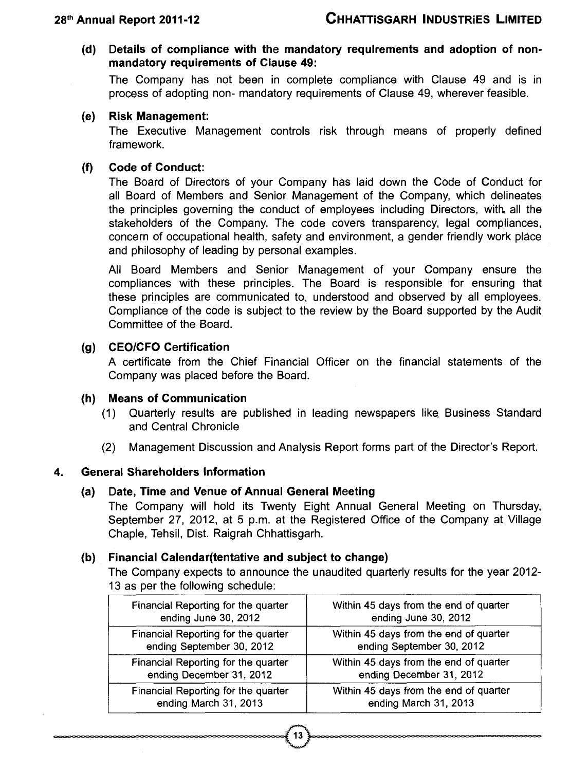**(d) Details of compliance with the mandatory requlrements and adoption of non-mandatory requirements of Clause 49:**

The Company has not been in complete compliance with Clause 49 and is in process of adopting non- mandatory requirements of Clause 49, wherever feasible.

**(e) Risk Management:**

The Executive Management controls risk through means of properly defined framework.

**(f) Code of Conduct:**

The Board of Directors of your Company has laid down the Code of Conduct for all Board of Members and Senior Management of the Company, which delineates the principles governing the conduct of employees including Directors, with all the stakeholders of the Company. The code covers transparency, legal compliances, concern of occupational health, safety and environment, a gender friendly work place and philosophy of leading by personal examples.

All Board Members and Senior Management of your Company ensure the compliances with these principles. The Board is responsible for ensuring that these principles are communicated to, understood and observed by all employees. Compliance of the code is subject to the review by the Board supported by the Audit Committee of the Board.

**(g) CEO/CFO Certification**

A certificate from the Chief Financial Officer on the financial statements of the Company was placed before the Board.

**(h) Means of Communication**

(1) Quarterly results are published in leading newspapers like Business Standard and Central Chronicle

(2) Management Discussion and Analysis Report forms part of the Director's Report.

**4. General Shareholders Information**

**(a) Date, Time and Venue of Annual General Meeting**

The Company will hold its Twenty Eight Annual General Meeting on Thursday, September 27, 2012, at 5 p.m. at the Registered Office of the Company at Village Chaple, Tehsil, Dist. Raigrah Chhattisgarh.

**(b) Financial Calendar(tentative and subject to change)**

The Company expects to announce the unaudited quarterly results for the year 2012-13 as per the following schedule:

| | |
|---|---|
| Financial Reporting for the quarter ending June 30, 2012 | Within 45 days from the end of quarter ending June 30, 2012 |
| Financial Reporting for the quarter ending September 30, 2012 | Within 45 days from the end of quarter ending September 30, 2012 |
| Financial Reporting for the quarter ending December 31, 2012 | Within 45 days from the end of quarter ending December 31, 2012 |
| Financial Reporting for the quarter ending March 31, 2013 | Within 45 days from the end of quarter ending March 31, 2013 |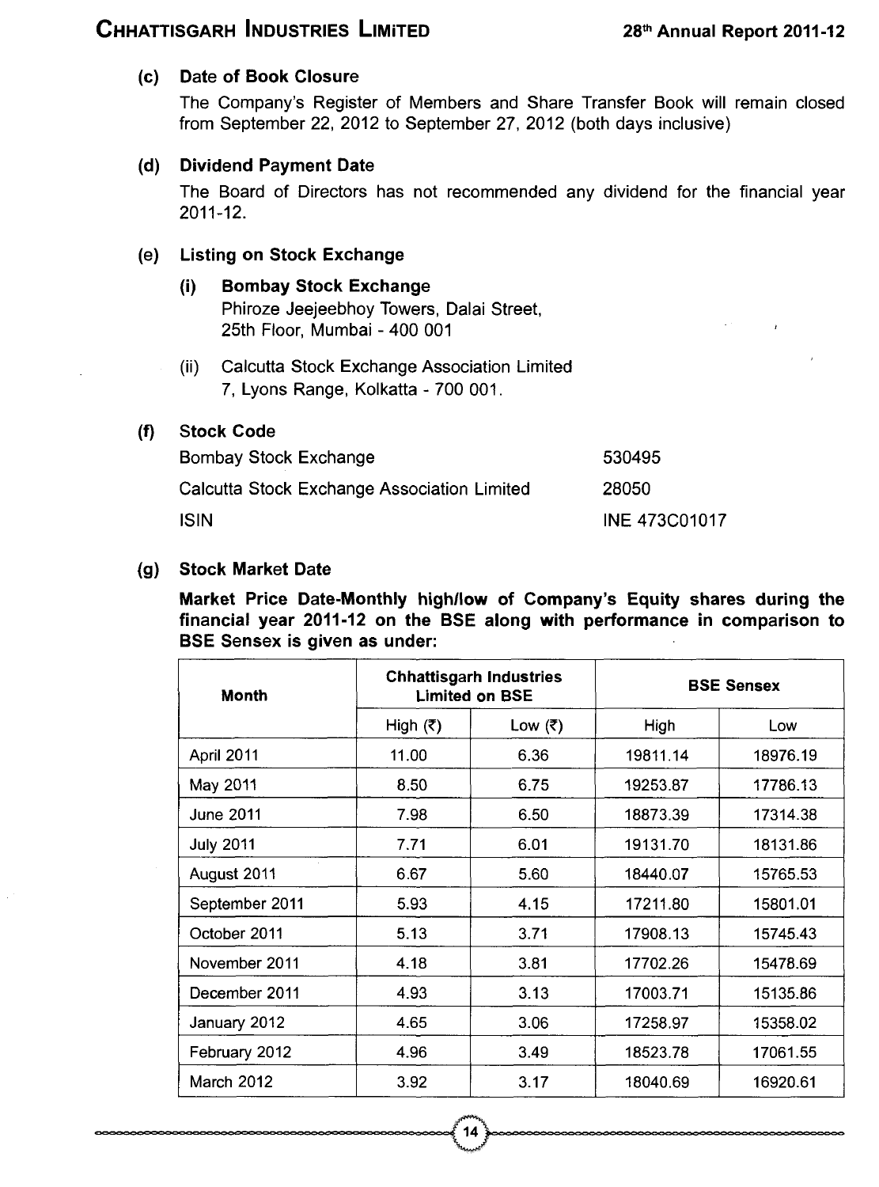**(c) Date of Book Closure**

The Company's Register of Members and Share Transfer Book will remain closed from September 22, 2012 to September 27, 2012 (both days inclusive)

**(d) Dividend Payment Date**

The Board of Directors has not recommended any dividend for the financial year 2011-12.

**(e) Listing on Stock Exchange**

(i) **Bombay Stock Exchange**
Phiroze Jeejeebhoy Towers, Dalai Street,
25th Floor, Mumbai - 400 001

(ii) Calcutta Stock Exchange Association Limited
7, Lyons Range, Kolkatta - 700 001.

**(f) Stock Code**

| | |
|---|---|
| Bombay Stock Exchange | 530495 |
| Calcutta Stock Exchange Association Limited | 28050 |
| ISIN | INE 473C01017 |

**(g) Stock Market Date**

**Market Price Date-Monthly high/low of Company's Equity shares during the financial year 2011-12 on the BSE along with performance in comparison to BSE Sensex is given as under:**

| Month | Chhattisgarh Industries Limited on BSE | | BSE Sensex | |
|---|---|---|---|---|
| | High (₹) | Low (₹) | High | Low |
| April 2011 | 11.00 | 6.36 | 19811.14 | 18976.19 |
| May 2011 | 8.50 | 6.75 | 19253.87 | 17786.13 |
| June 2011 | 7.98 | 6.50 | 18873.39 | 17314.38 |
| July 2011 | 7.71 | 6.01 | 19131.70 | 18131.86 |
| August 2011 | 6.67 | 5.60 | 18440.07 | 15765.53 |
| September 2011 | 5.93 | 4.15 | 17211.80 | 15801.01 |
| October 2011 | 5.13 | 3.71 | 17908.13 | 15745.43 |
| November 2011 | 4.18 | 3.81 | 17702.26 | 15478.69 |
| December 2011 | 4.93 | 3.13 | 17003.71 | 15135.86 |
| January 2012 | 4.65 | 3.06 | 17258.97 | 15358.02 |
| February 2012 | 4.96 | 3.49 | 18523.78 | 17061.55 |
| March 2012 | 3.92 | 3.17 | 18040.69 | 16920.61 |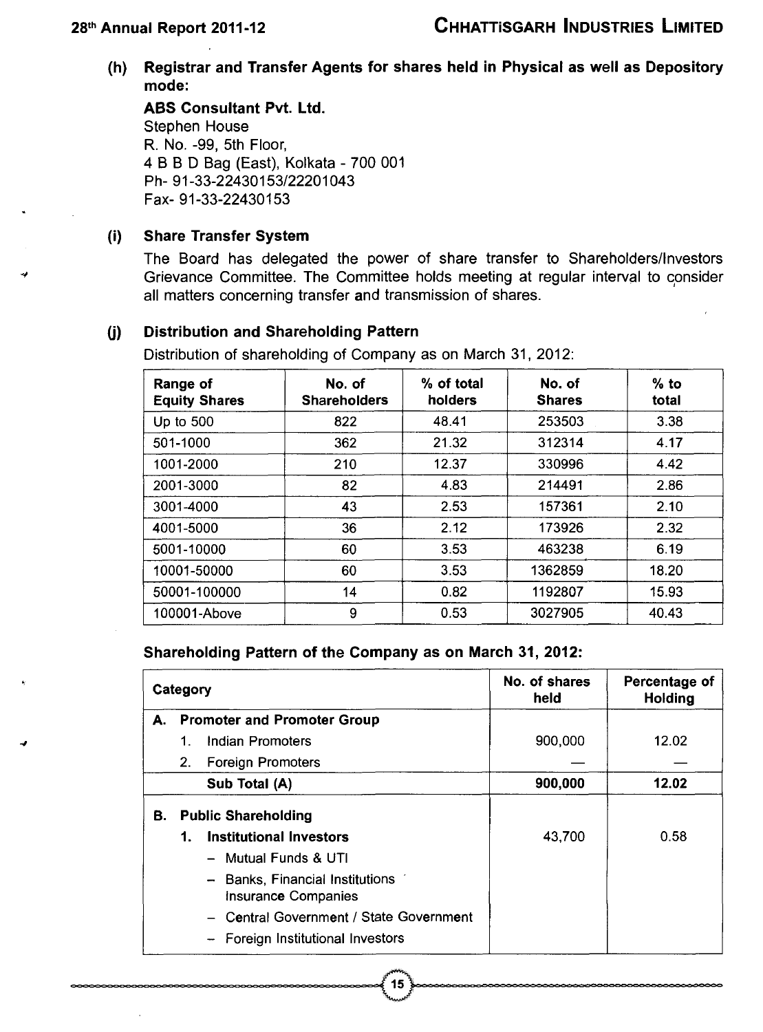**(h) Registrar and Transfer Agents for shares held in Physical as well as Depository mode:**

**ABS Consultant Pvt. Ltd.**
Stephen House
R. No. -99, 5th Floor,
4 B B D Bag (East), Kolkata - 700 001
Ph- 91-33-22430153/22201043
Fax- 91-33-22430153

**(i) Share Transfer System**

The Board has delegated the power of share transfer to Shareholders/Investors Grievance Committee. The Committee holds meeting at regular interval to consider all matters concerning transfer and transmission of shares.

**(j) Distribution and Shareholding Pattern**

Distribution of shareholding of Company as on March 31, 2012:

| Range of Equity Shares | No. of Shareholders | % of total holders | No. of Shares | % to total |
|---|---|---|---|---|
| Up to 500 | 822 | 48.41 | 253503 | 3.38 |
| 501-1000 | 362 | 21.32 | 312314 | 4.17 |
| 1001-2000 | 210 | 12.37 | 330996 | 4.42 |
| 2001-3000 | 82 | 4.83 | 214491 | 2.86 |
| 3001-4000 | 43 | 2.53 | 157361 | 2.10 |
| 4001-5000 | 36 | 2.12 | 173926 | 2.32 |
| 5001-10000 | 60 | 3.53 | 463238 | 6.19 |
| 10001-50000 | 60 | 3.53 | 1362859 | 18.20 |
| 50001-100000 | 14 | 0.82 | 1192807 | 15.93 |
| 100001-Above | 9 | 0.53 | 3027905 | 40.43 |

**Shareholding Pattern of the Company as on March 31, 2012:**

| Category | No. of shares held | Percentage of Holding |
|---|---|---|
| **A. Promoter and Promoter Group** | | |
| 1. Indian Promoters | 900,000 | 12.02 |
| 2. Foreign Promoters | — | — |
| **Sub Total (A)** | **900,000** | **12.02** |
| **B. Public Shareholding** | | |
| **1. Institutional Investors** | 43,700 | 0.58 |
| – Mutual Funds & UTI | | |
| – Banks, Financial Institutions Insurance Companies | | |
| – Central Government / State Government | | |
| – Foreign Institutional Investors | | |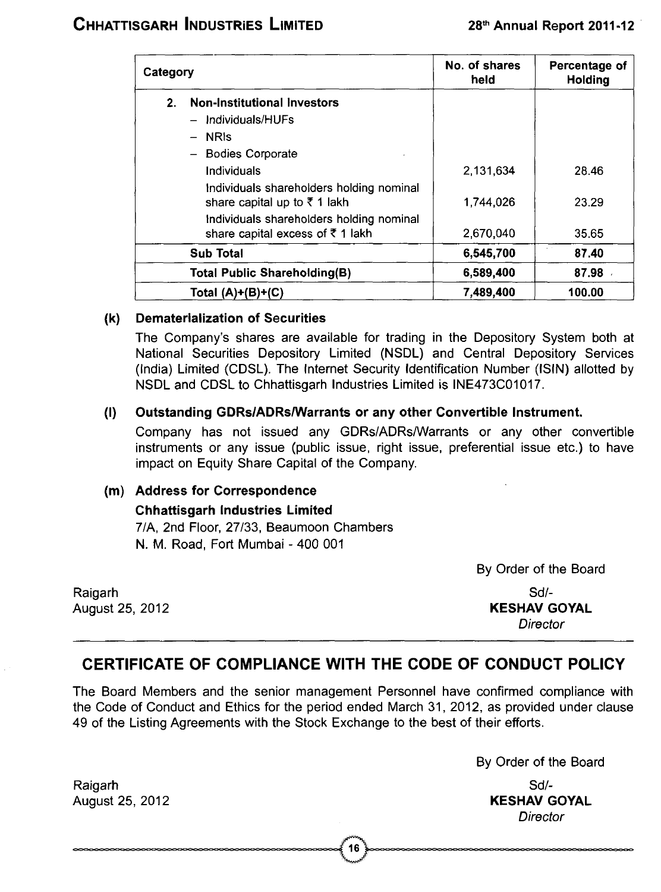| Category | No. of shares held | Percentage of Holding |
|---|---|---|
| 2. **Non-Institutional Investors** | | |
| – Individuals/HUFs | | |
| – NRIs | | |
| – Bodies Corporate | | |
| Individuals | 2,131,634 | 28.46 |
| Individuals shareholders holding nominal share capital up to ₹ 1 lakh | 1,744,026 | 23.29 |
| Individuals shareholders holding nominal share capital excess of ₹ 1 lakh | 2,670,040 | 35.65 |
| **Sub Total** | **6,545,700** | **87.40** |
| **Total Public Shareholding(B)** | **6,589,400** | **87.98** |
| **Total (A)+(B)+(C)** | **7,489,400** | **100.00** |

**(k) Dematerlalization of Securities**

The Company's shares are available for trading in the Depository System both at National Securities Depository Limited (NSDL) and Central Depository Services (India) Limited (CDSL). The Internet Security Identification Number (ISIN) allotted by NSDL and CDSL to Chhattisgarh Industries Limited is INE473C01017.

**(l) Outstanding GDRs/ADRs/Warrants or any other Convertible Instrument.**

Company has not issued any GDRs/ADRs/Warrants or any other convertible instruments or any issue (public issue, right issue, preferential issue etc.) to have impact on Equity Share Capital of the Company.

**(m) Address for Correspondence**

**Chhattisgarh Industries Limited**
7/A, 2nd Floor, 27/33, Beaumoon Chambers
N. M. Road, Fort Mumbai - 400 001

By Order of the Board

Raigarh
August 25, 2012

Sd/-
**KESHAV GOYAL**
*Director*

## CERTIFICATE OF COMPLIANCE WITH THE CODE OF CONDUCT POLICY

The Board Members and the senior management Personnel have confirmed compliance with the Code of Conduct and Ethics for the period ended March 31, 2012, as provided under clause 49 of the Listing Agreements with the Stock Exchange to the best of their efforts.

By Order of the Board

Raigarh
August 25, 2012

Sd/-
**KESHAV GOYAL**
*Director*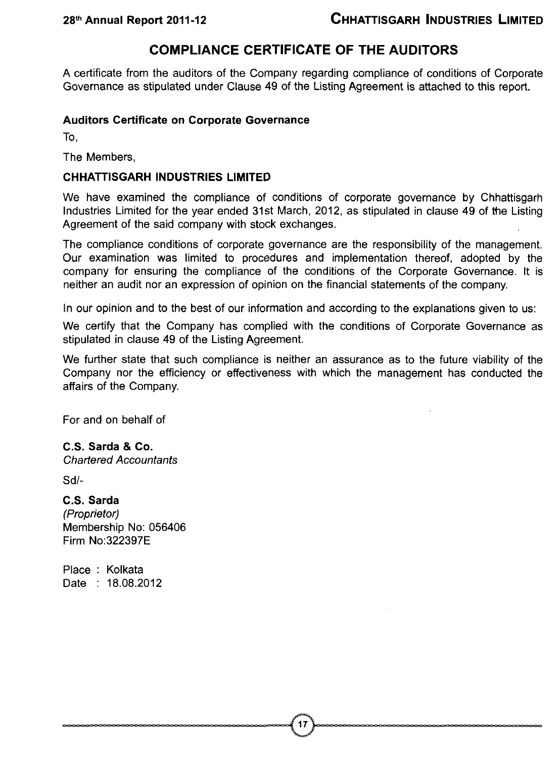## COMPLIANCE CERTIFICATE OF THE AUDITORS

A certificate from the auditors of the Company regarding compliance of conditions of Corporate Governance as stipulated under Clause 49 of the Listing Agreement is attached to this report.

### Auditors Certificate on Corporate Governance

To,

The Members,

**CHHATTISGARH INDUSTRIES LIMITED**

We have examined the compliance of conditions of corporate governance by Chhattisgarh Industries Limited for the year ended 31st March, 2012, as stipulated in clause 49 of the Listing Agreement of the said company with stock exchanges.

The compliance conditions of corporate governance are the responsibility of the management. Our examination was limited to procedures and implementation thereof, adopted by the company for ensuring the compliance of the conditions of the Corporate Governance. It is neither an audit nor an expression of opinion on the financial statements of the company.

In our opinion and to the best of our information and according to the explanations given to us:

We certify that the Company has complied with the conditions of Corporate Governance as stipulated in clause 49 of the Listing Agreement.

We further state that such compliance is neither an assurance as to the future viability of the Company nor the efficiency or effectiveness with which the management has conducted the affairs of the Company.

For and on behalf of

**C.S. Sarda & Co.**
*Chartered Accountants*

Sd/-

**C.S. Sarda**
*(Proprietor)*
Membership No: 056406
Firm No:322397E

Place : Kolkata
Date : 18.08.2012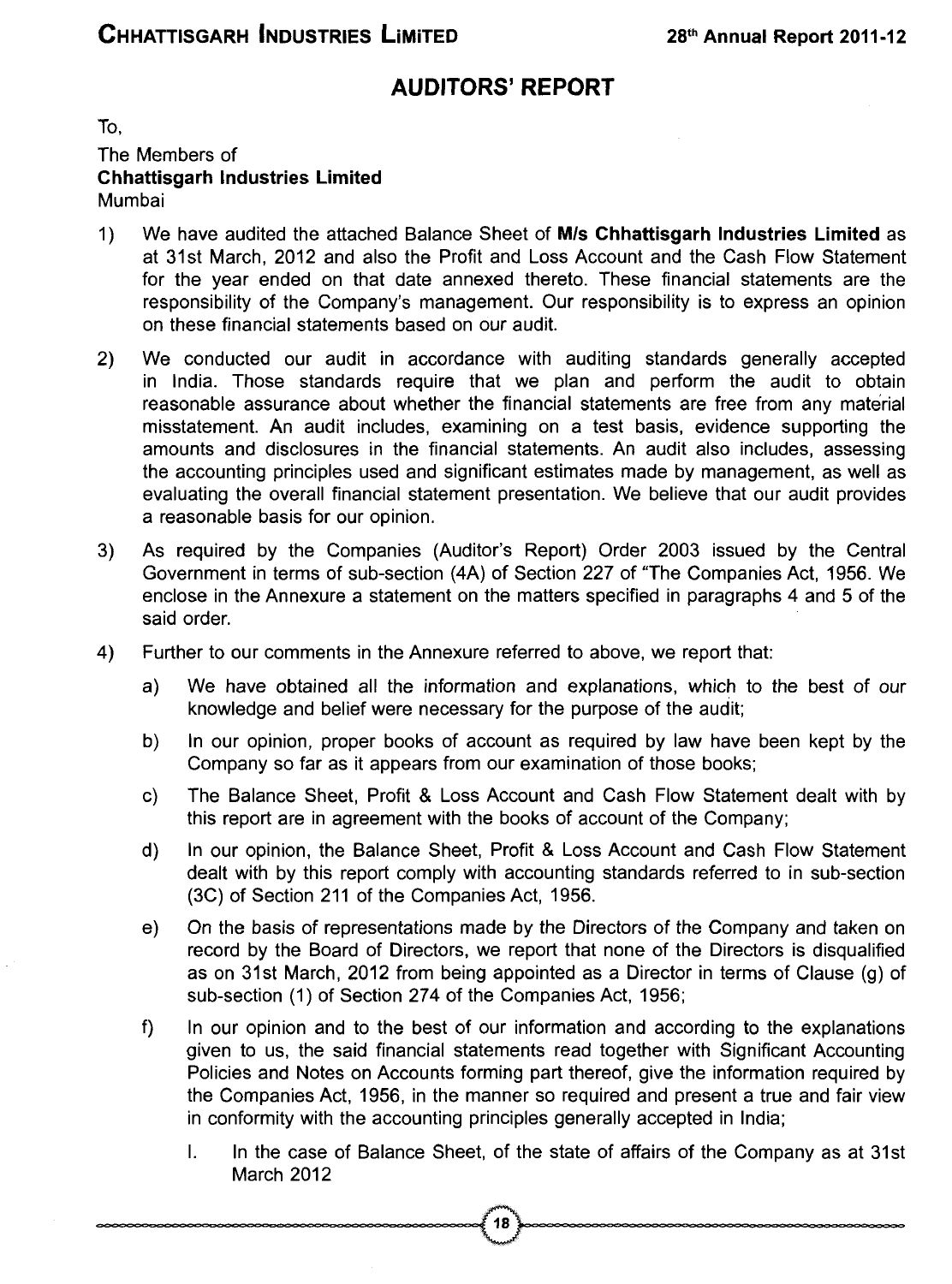## AUDITORS' REPORT

To,

The Members of
**Chhattisgarh Industries Limited**
Mumbai

1) We have audited the attached Balance Sheet of **M/s Chhattisgarh Industries Limited** as at 31st March, 2012 and also the Profit and Loss Account and the Cash Flow Statement for the year ended on that date annexed thereto. These financial statements are the responsibility of the Company's management. Our responsibility is to express an opinion on these financial statements based on our audit.

2) We conducted our audit in accordance with auditing standards generally accepted in India. Those standards require that we plan and perform the audit to obtain reasonable assurance about whether the financial statements are free from any material misstatement. An audit includes, examining on a test basis, evidence supporting the amounts and disclosures in the financial statements. An audit also includes, assessing the accounting principles used and significant estimates made by management, as well as evaluating the overall financial statement presentation. We believe that our audit provides a reasonable basis for our opinion.

3) As required by the Companies (Auditor's Report) Order 2003 issued by the Central Government in terms of sub-section (4A) of Section 227 of "The Companies Act, 1956. We enclose in the Annexure a statement on the matters specified in paragraphs 4 and 5 of the said order.

4) Further to our comments in the Annexure referred to above, we report that:

   a) We have obtained all the information and explanations, which to the best of our knowledge and belief were necessary for the purpose of the audit;

   b) In our opinion, proper books of account as required by law have been kept by the Company so far as it appears from our examination of those books;

   c) The Balance Sheet, Profit & Loss Account and Cash Flow Statement dealt with by this report are in agreement with the books of account of the Company;

   d) In our opinion, the Balance Sheet, Profit & Loss Account and Cash Flow Statement dealt with by this report comply with accounting standards referred to in sub-section (3C) of Section 211 of the Companies Act, 1956.

   e) On the basis of representations made by the Directors of the Company and taken on record by the Board of Directors, we report that none of the Directors is disqualified as on 31st March, 2012 from being appointed as a Director in terms of Clause (g) of sub-section (1) of Section 274 of the Companies Act, 1956;

   f) In our opinion and to the best of our information and according to the explanations given to us, the said financial statements read together with Significant Accounting Policies and Notes on Accounts forming part thereof, give the information required by the Companies Act, 1956, in the manner so required and present a true and fair view in conformity with the accounting principles generally accepted in India;

      I. In the case of Balance Sheet, of the state of affairs of the Company as at 31st March 2012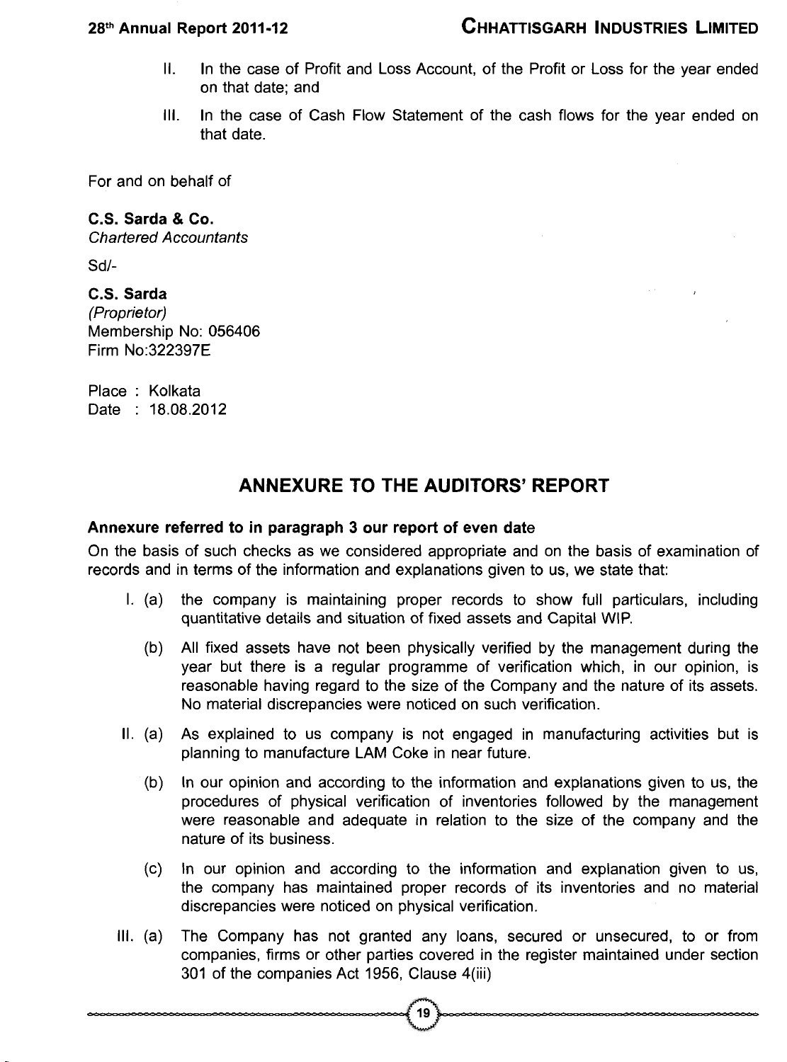II. In the case of Profit and Loss Account, of the Profit or Loss for the year ended on that date; and

III. In the case of Cash Flow Statement of the cash flows for the year ended on that date.

For and on behalf of

**C.S. Sarda & Co.**
*Chartered Accountants*

Sd/-

**C.S. Sarda**
*(Proprietor)*
Membership No: 056406
Firm No:322397E

Place : Kolkata
Date : 18.08.2012

## ANNEXURE TO THE AUDITORS' REPORT

**Annexure referred to in paragraph 3 our report of even date**

On the basis of such checks as we considered appropriate and on the basis of examination of records and in terms of the information and explanations given to us, we state that:

I. (a) the company is maintaining proper records to show full particulars, including quantitative details and situation of fixed assets and Capital WIP.

(b) All fixed assets have not been physically verified by the management during the year but there is a regular programme of verification which, in our opinion, is reasonable having regard to the size of the Company and the nature of its assets. No material discrepancies were noticed on such verification.

II. (a) As explained to us company is not engaged in manufacturing activities but is planning to manufacture LAM Coke in near future.

(b) In our opinion and according to the information and explanations given to us, the procedures of physical verification of inventories followed by the management were reasonable and adequate in relation to the size of the company and the nature of its business.

(c) In our opinion and according to the information and explanation given to us, the company has maintained proper records of its inventories and no material discrepancies were noticed on physical verification.

III. (a) The Company has not granted any loans, secured or unsecured, to or from companies, firms or other parties covered in the register maintained under section 301 of the companies Act 1956, Clause 4(iii)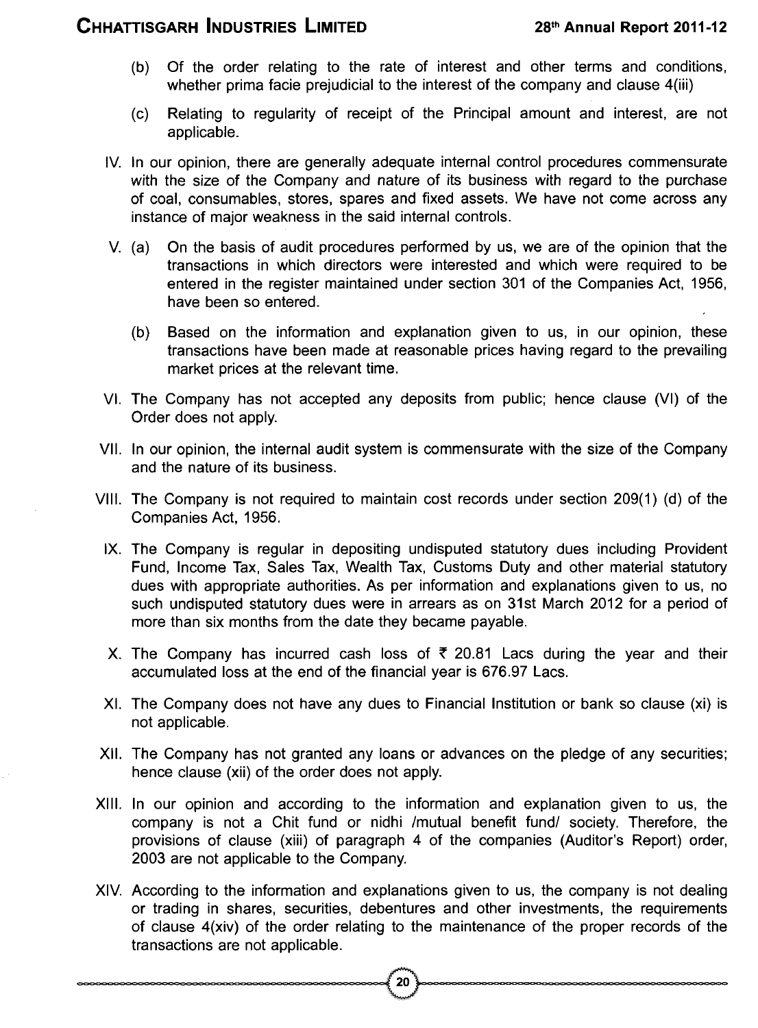(b) Of the order relating to the rate of interest and other terms and conditions, whether prima facie prejudicial to the interest of the company and clause 4(iii)

(c) Relating to regularity of receipt of the Principal amount and interest, are not applicable.

IV. In our opinion, there are generally adequate internal control procedures commensurate with the size of the Company and nature of its business with regard to the purchase of coal, consumables, stores, spares and fixed assets. We have not come across any instance of major weakness in the said internal controls.

V. (a) On the basis of audit procedures performed by us, we are of the opinion that the transactions in which directors were interested and which were required to be entered in the register maintained under section 301 of the Companies Act, 1956, have been so entered.

(b) Based on the information and explanation given to us, in our opinion, these transactions have been made at reasonable prices having regard to the prevailing market prices at the relevant time.

VI. The Company has not accepted any deposits from public; hence clause (VI) of the Order does not apply.

VII. In our opinion, the internal audit system is commensurate with the size of the Company and the nature of its business.

VIII. The Company is not required to maintain cost records under section 209(1) (d) of the Companies Act, 1956.

IX. The Company is regular in depositing undisputed statutory dues including Provident Fund, Income Tax, Sales Tax, Wealth Tax, Customs Duty and other material statutory dues with appropriate authorities. As per information and explanations given to us, no such undisputed statutory dues were in arrears as on 31st March 2012 for a period of more than six months from the date they became payable.

X. The Company has incurred cash loss of ₹ 20.81 Lacs during the year and their accumulated loss at the end of the financial year is 676.97 Lacs.

XI. The Company does not have any dues to Financial Institution or bank so clause (xi) is not applicable.

XII. The Company has not granted any loans or advances on the pledge of any securities; hence clause (xii) of the order does not apply.

XIII. In our opinion and according to the information and explanation given to us, the company is not a Chit fund or nidhi /mutual benefit fund/ society. Therefore, the provisions of clause (xiii) of paragraph 4 of the companies (Auditor's Report) order, 2003 are not applicable to the Company.

XIV. According to the information and explanations given to us, the company is not dealing or trading in shares, securities, debentures and other investments, the requirements of clause 4(xiv) of the order relating to the maintenance of the proper records of the transactions are not applicable.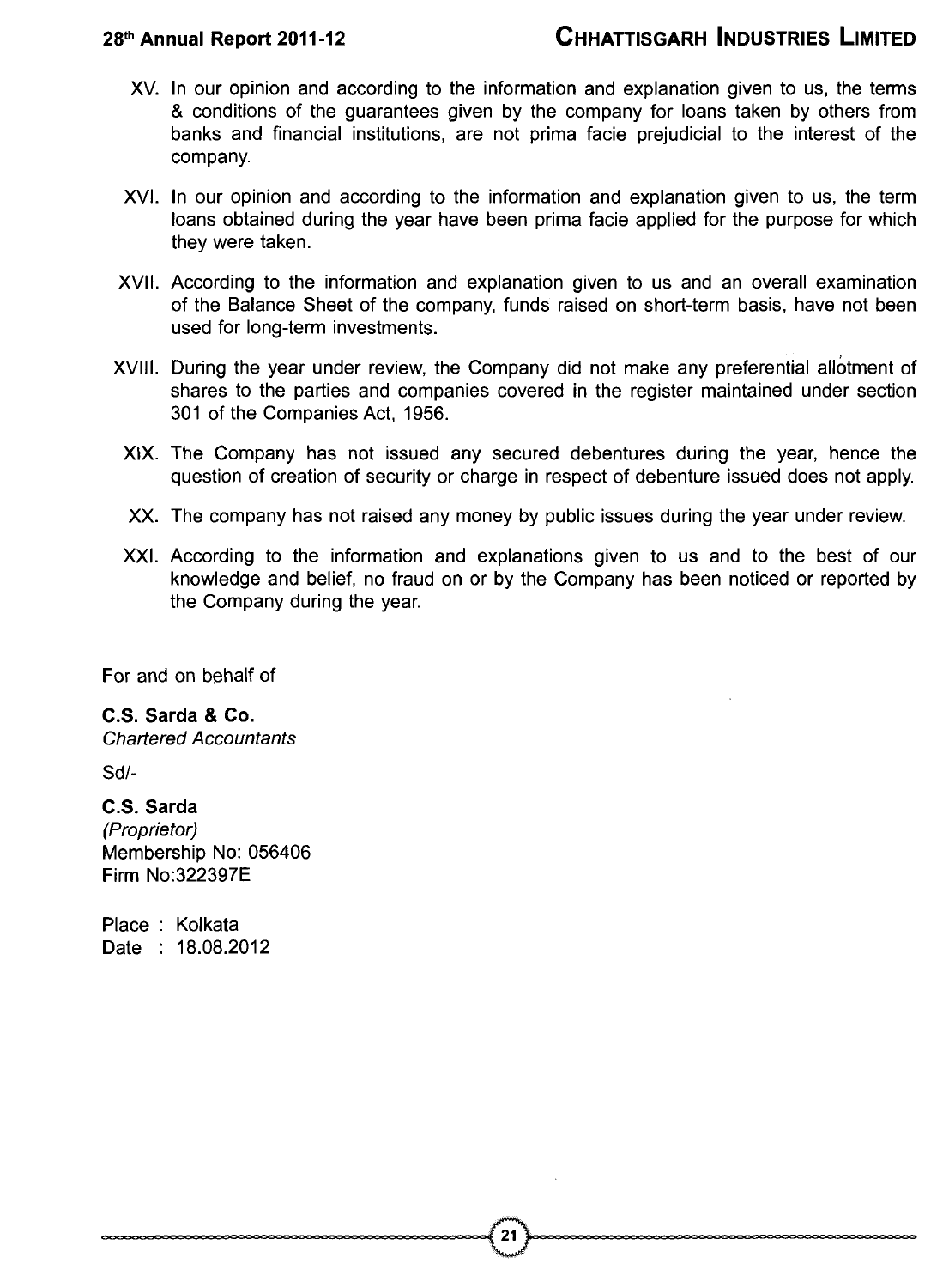XV. In our opinion and according to the information and explanation given to us, the terms & conditions of the guarantees given by the company for loans taken by others from banks and financial institutions, are not prima facie prejudicial to the interest of the company.

XVI. In our opinion and according to the information and explanation given to us, the term loans obtained during the year have been prima facie applied for the purpose for which they were taken.

XVII. According to the information and explanation given to us and an overall examination of the Balance Sheet of the company, funds raised on short-term basis, have not been used for long-term investments.

XVIII. During the year under review, the Company did not make any preferential allotment of shares to the parties and companies covered in the register maintained under section 301 of the Companies Act, 1956.

XIX. The Company has not issued any secured debentures during the year, hence the question of creation of security or charge in respect of debenture issued does not apply.

XX. The company has not raised any money by public issues during the year under review.

XXI. According to the information and explanations given to us and to the best of our knowledge and belief, no fraud on or by the Company has been noticed or reported by the Company during the year.

For and on behalf of

**C.S. Sarda & Co.**
*Chartered Accountants*

Sd/-

**C.S. Sarda**
*(Proprietor)*
Membership No: 056406
Firm No:322397E

Place : Kolkata
Date : 18.08.2012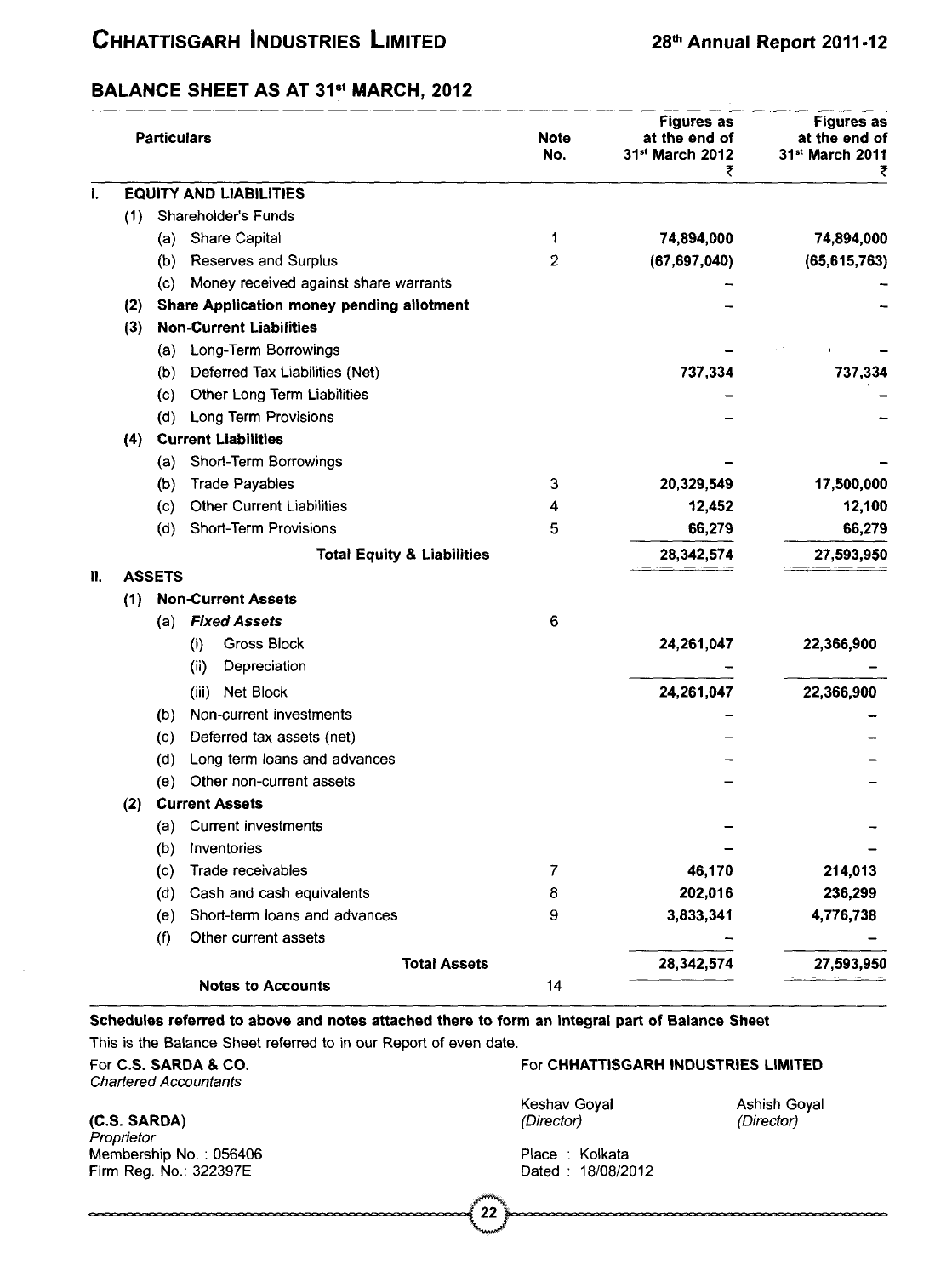## BALANCE SHEET AS AT 31st MARCH, 2012

| | | | Particulars | Note No. | Figures as at the end of 31st March 2012 ₹ | Figures as at the end of 31st March 2011 ₹ |
|---|---|---|---|---|---|---|
| **I.** | | | **EQUITY AND LIABILITIES** | | | |
| | (1) | | Shareholder's Funds | | | |
| | | (a) | Share Capital | 1 | **74,894,000** | **74,894,000** |
| | | (b) | Reserves and Surplus | 2 | **(67,697,040)** | **(65,615,763)** |
| | | (c) | Money received against share warrants | | – | – |
| | **(2)** | | **Share Application money pending allotment** | | – | – |
| | **(3)** | | **Non-Current Liabilities** | | | |
| | | (a) | Long-Term Borrowings | | – | – |
| | | (b) | Deferred Tax Liabilities (Net) | | **737,334** | **737,334** |
| | | (c) | Other Long Term Liabilities | | – | – |
| | | (d) | Long Term Provisions | | – | – |
| | **(4)** | | **Current Liabilities** | | | |
| | | (a) | Short-Term Borrowings | | – | – |
| | | (b) | Trade Payables | 3 | **20,329,549** | **17,500,000** |
| | | (c) | Other Current Liabilities | 4 | **12,452** | **12,100** |
| | | (d) | Short-Term Provisions | 5 | **66,279** | **66,279** |
| | | | **Total Equity & Liabilities** | | **28,342,574** | **27,593,950** |
| **II.** | | | **ASSETS** | | | |
| | **(1)** | | **Non-Current Assets** | | | |
| | | (a) | ***Fixed Assets*** | 6 | | |
| | | | (i) Gross Block | | **24,261,047** | **22,366,900** |
| | | | (ii) Depreciation | | – | – |
| | | | (iii) Net Block | | **24,261,047** | **22,366,900** |
| | | (b) | Non-current investments | | – | – |
| | | (c) | Deferred tax assets (net) | | – | – |
| | | (d) | Long term loans and advances | | – | – |
| | | (e) | Other non-current assets | | – | – |
| | **(2)** | | **Current Assets** | | | |
| | | (a) | Current investments | | – | – |
| | | (b) | Inventories | | – | – |
| | | (c) | Trade receivables | 7 | **46,170** | **214,013** |
| | | (d) | Cash and cash equivalents | 8 | **202,016** | **236,299** |
| | | (e) | Short-term loans and advances | 9 | **3,833,341** | **4,776,738** |
| | | (f) | Other current assets | | – | – |
| | | | **Total Assets** | | **28,342,574** | **27,593,950** |
| | | | **Notes to Accounts** | 14 | | |

**Schedules referred to above and notes attached there to form an integral part of Balance Sheet**

This is the Balance Sheet referred to in our Report of even date.

For **C.S. SARDA & CO.**
*Chartered Accountants*

**(C.S. SARDA)**
*Proprietor*
Membership No. : 056406
Firm Reg. No.: 322397E

For **CHHATTISGARH INDUSTRIES LIMITED**

Keshav Goyal
*(Director)*

Ashish Goyal
*(Director)*

Place : Kolkata
Dated : 18/08/2012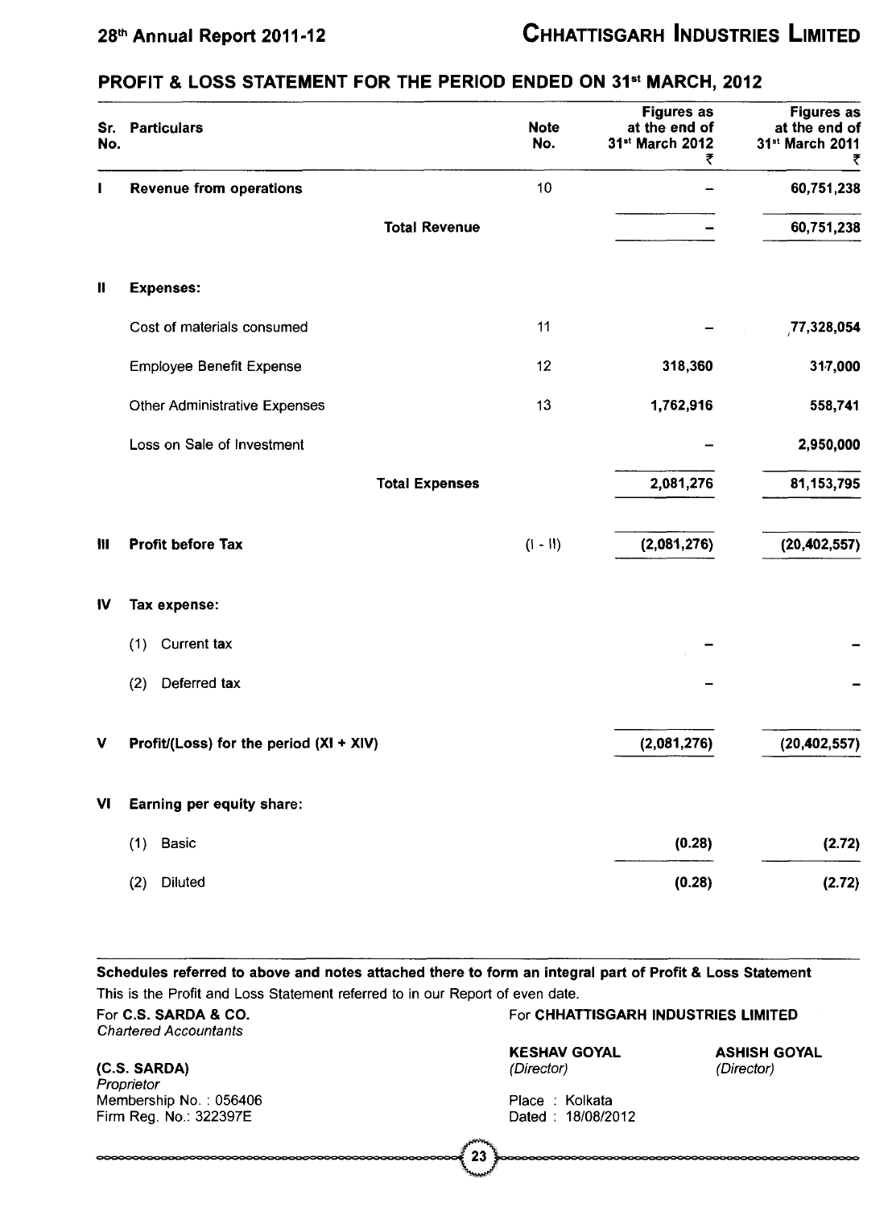## PROFIT & LOSS STATEMENT FOR THE PERIOD ENDED ON 31st MARCH, 2012

| Sr. No. | Particulars | Note No. | Figures as at the end of 31st March 2012 ₹ | Figures as at the end of 31st March 2011 ₹ |
|---|---|---|---|---|
| I | **Revenue from operations** | 10 | – | 60,751,238 |
| | **Total Revenue** | | – | 60,751,238 |
| II | **Expenses:** | | | |
| | Cost of materials consumed | 11 | – | 77,328,054 |
| | Employee Benefit Expense | 12 | 318,360 | 317,000 |
| | Other Administrative Expenses | 13 | 1,762,916 | 558,741 |
| | Loss on Sale of Investment | | – | 2,950,000 |
| | **Total Expenses** | | 2,081,276 | 81,153,795 |
| III | **Profit before Tax** | (I - II) | (2,081,276) | (20,402,557) |
| IV | **Tax expense:** | | | |
| | (1) Current tax | | – | – |
| | (2) Deferred tax | | – | – |
| V | **Profit/(Loss) for the period (XI + XIV)** | | (2,081,276) | (20,402,557) |
| VI | **Earning per equity share:** | | | |
| | (1) Basic | | (0.28) | (2.72) |
| | (2) Diluted | | (0.28) | (2.72) |

**Schedules referred to above and notes attached there to form an integral part of Profit & Loss Statement**

This is the Profit and Loss Statement referred to in our Report of even date.

For **C.S. SARDA & CO.**
*Chartered Accountants*

**(C.S. SARDA)**
*Proprietor*
Membership No. : 056406
Firm Reg. No.: 322397E

For **CHHATTISGARH INDUSTRIES LIMITED**

**KESHAV GOYAL**
*(Director)*

**ASHISH GOYAL**
*(Director)*

Place : Kolkata
Dated : 18/08/2012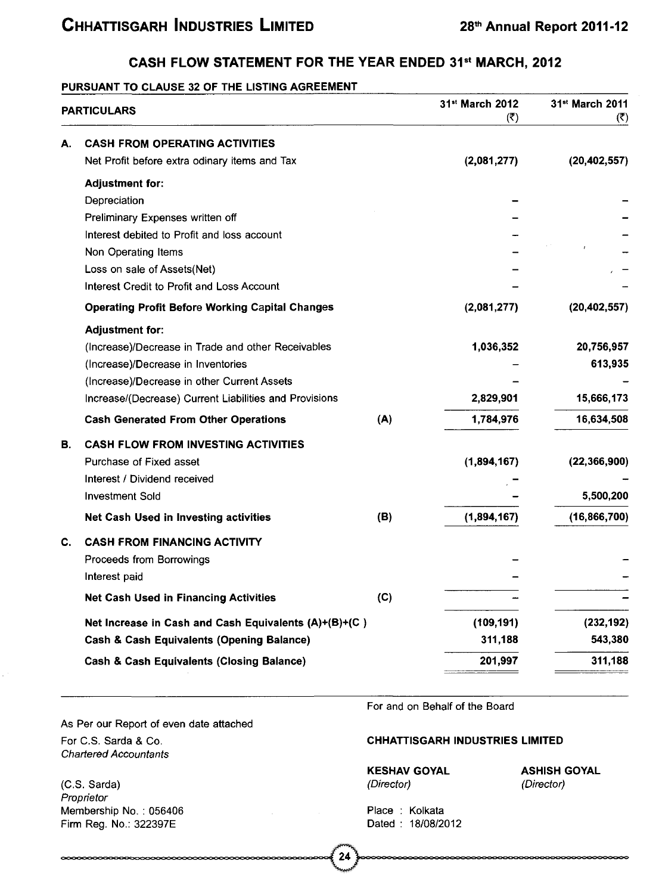# CASH FLOW STATEMENT FOR THE YEAR ENDED 31st MARCH, 2012

**PURSUANT TO CLAUSE 32 OF THE LISTING AGREEMENT**

| | PARTICULARS | | 31st March 2012 (₹) | 31st March 2011 (₹) |
|---|---|---|---|---|
| **A.** | **CASH FROM OPERATING ACTIVITIES** | | | |
| | Net Profit before extra odinary items and Tax | | **(2,081,277)** | **(20,402,557)** |
| | **Adjustment for:** | | | |
| | Depreciation | | – | – |
| | Preliminary Expenses written off | | – | – |
| | Interest debited to Profit and loss account | | – | – |
| | Non Operating Items | | – | – |
| | Loss on sale of Assets(Net) | | – | – |
| | Interest Credit to Profit and Loss Account | | – | – |
| | **Operating Profit Before Working Capital Changes** | | **(2,081,277)** | **(20,402,557)** |
| | **Adjustment for:** | | | |
| | (Increase)/Decrease in Trade and other Receivables | | **1,036,352** | **20,756,957** |
| | (Increase)/Decrease in Inventories | | – | **613,935** |
| | (Increase)/Decrease in other Current Assets | | – | – |
| | Increase/(Decrease) Current Liabilities and Provisions | | **2,829,901** | **15,666,173** |
| | **Cash Generated From Other Operations** | **(A)** | **1,784,976** | **16,634,508** |
| **B.** | **CASH FLOW FROM INVESTING ACTIVITIES** | | | |
| | Purchase of Fixed asset | | **(1,894,167)** | **(22,366,900)** |
| | Interest / Dividend received | | – | – |
| | Investment Sold | | – | **5,500,200** |
| | **Net Cash Used in Investing activities** | **(B)** | **(1,894,167)** | **(16,866,700)** |
| **C.** | **CASH FROM FINANCING ACTIVITY** | | | |
| | Proceeds from Borrowings | | – | – |
| | Interest paid | | – | – |
| | **Net Cash Used in Financing Activities** | **(C)** | – | – |
| | **Net Increase in Cash and Cash Equivalents (A)+(B)+(C )** | | **(109,191)** | **(232,192)** |
| | **Cash & Cash Equivalents (Opening Balance)** | | **311,188** | **543,380** |
| | **Cash & Cash Equivalents (Closing Balance)** | | **201,997** | **311,188** |

As Per our Report of even date attached

For C.S. Sarda & Co.
*Chartered Accountants*

(C.S. Sarda)
*Proprietor*
Membership No. : 056406
Firm Reg. No.: 322397E

For and on Behalf of the Board

**CHHATTISGARH INDUSTRIES LIMITED**

**KESHAV GOYAL**
*(Director)*

**ASHISH GOYAL**
*(Director)*

Place : Kolkata
Dated : 18/08/2012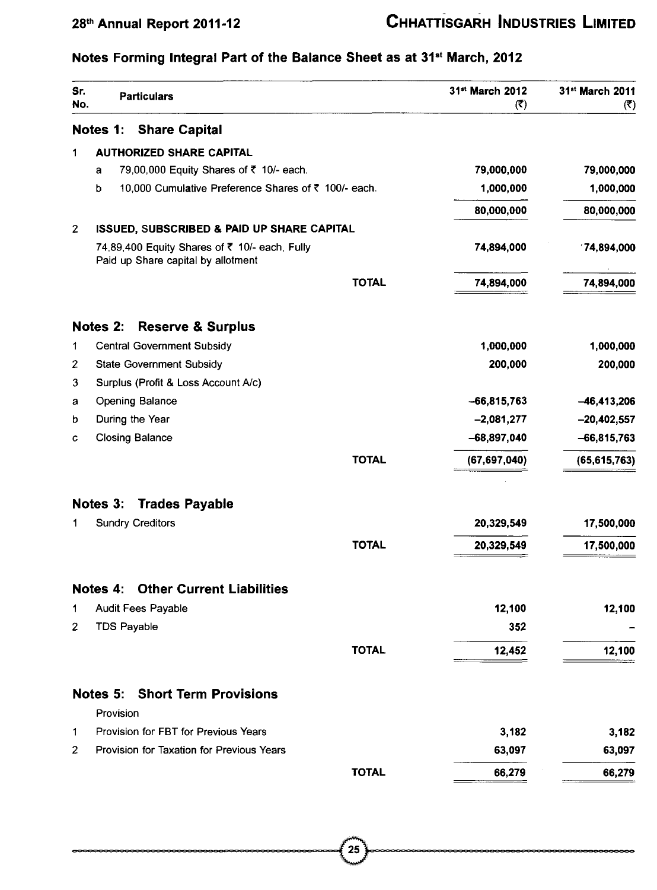## Notes Forming Integral Part of the Balance Sheet as at 31st March, 2012

| Sr. No. | Particulars | 31st March 2012 (₹) | 31st March 2011 (₹) |
|---|---|---|---|
| | **Notes 1: Share Capital** | | |
| 1 | **AUTHORIZED SHARE CAPITAL** | | |
| a | 79,00,000 Equity Shares of ₹ 10/- each. | 79,000,000 | 79,000,000 |
| b | 10,000 Cumulative Preference Shares of ₹ 100/- each. | 1,000,000 | 1,000,000 |
| | | 80,000,000 | 80,000,000 |
| 2 | **ISSUED, SUBSCRIBED & PAID UP SHARE CAPITAL** | | |
| | 74,89,400 Equity Shares of ₹ 10/- each, Fully Paid up Share capital by allotment | 74,894,000 | 74,894,000 |
| | **TOTAL** | 74,894,000 | 74,894,000 |
| | **Notes 2: Reserve & Surplus** | | |
| 1 | Central Government Subsidy | 1,000,000 | 1,000,000 |
| 2 | State Government Subsidy | 200,000 | 200,000 |
| 3 | Surplus (Profit & Loss Account A/c) | | |
| a | Opening Balance | -66,815,763 | -46,413,206 |
| b | During the Year | -2,081,277 | -20,402,557 |
| c | Closing Balance | -68,897,040 | -66,815,763 |
| | **TOTAL** | (67,697,040) | (65,615,763) |
| | **Notes 3: Trades Payable** | | |
| 1 | Sundry Creditors | 20,329,549 | 17,500,000 |
| | **TOTAL** | 20,329,549 | 17,500,000 |
| | **Notes 4: Other Current Liabilities** | | |
| 1 | Audit Fees Payable | 12,100 | 12,100 |
| 2 | TDS Payable | 352 | - |
| | **TOTAL** | 12,452 | 12,100 |
| | **Notes 5: Short Term Provisions** | | |
| | Provision | | |
| 1 | Provision for FBT for Previous Years | 3,182 | 3,182 |
| 2 | Provision for Taxation for Previous Years | 63,097 | 63,097 |
| | **TOTAL** | 66,279 | 66,279 |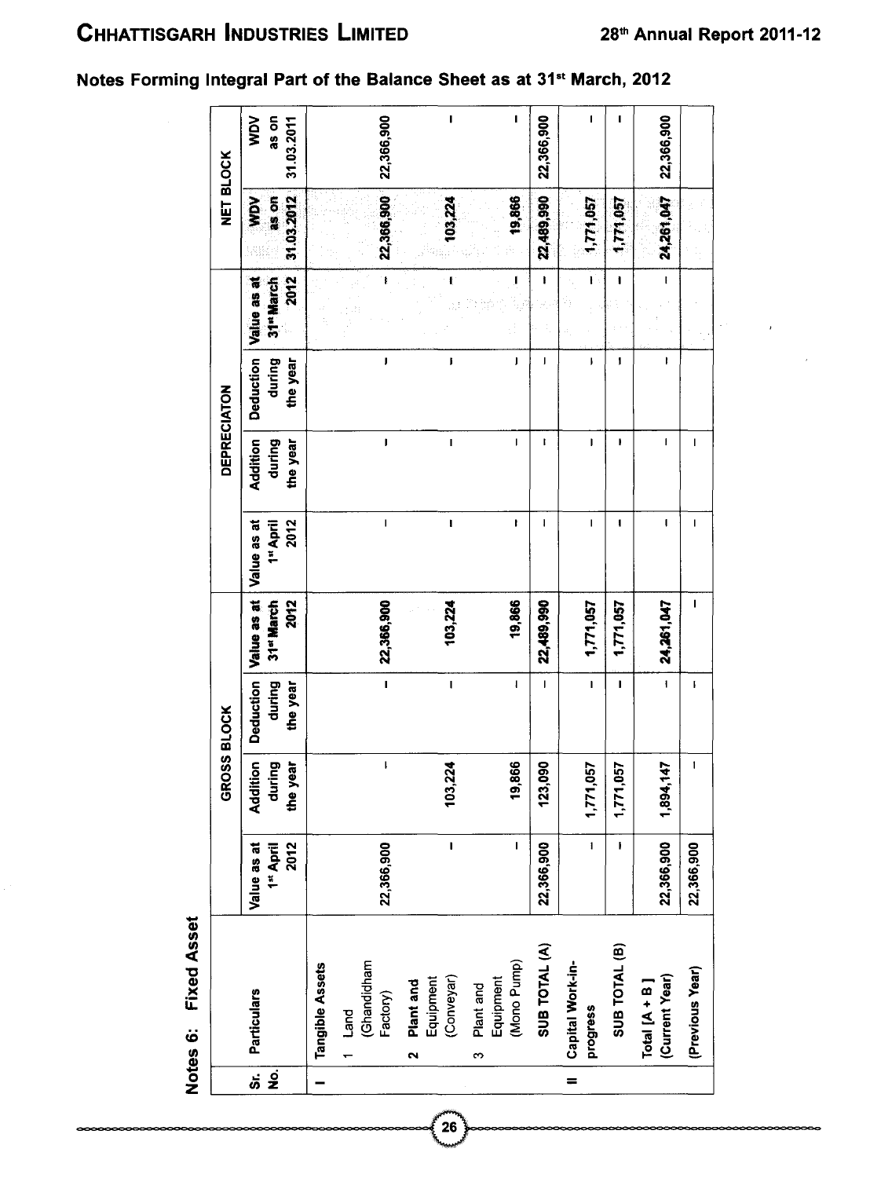## Notes Forming Integral Part of the Balance Sheet as at 31st March, 2012

### Notes 6: Fixed Asset

| Sr. No. | Particulars | GROSS BLOCK | | | | DEPRECIATON | | | | NET BLOCK | |
|---|---|---|---|---|---|---|---|---|---|---|---|
| | | Value as at 1st April 2012 | Addition during the year | Deduction during the year | Value as at 31st March 2012 | Value as at 1st April 2012 | Addition during the year | Deduction during the year | Value as at 31st March 2012 | WDV as on 31.03.2012 | WDV as on 31.03.2011 |
| I | **Tangible Assets** | | | | | | | | | | |
| | 1 Land (Ghandidham Factory) | 22,366,900 | - | - | 22,366,900 | - | - | - | - | 22,366,900 | 22,366,900 |
| | 2 **Plant and** Equipment (Conveyar) | - | 103,224 | - | 103,224 | - | - | - | - | 103,224 | - |
| | 3 Plant and Equipment (Mono Pump) | - | 19,866 | - | 19,866 | - | - | - | - | 19,866 | - |
| | **SUB TOTAL (A)** | 22,366,900 | 123,090 | - | 22,489,990 | - | - | - | - | 22,489,990 | 22,366,900 |
| II | **Capital Work-in-progress** | - | 1,771,057 | - | 1,771,057 | - | - | - | - | 1,771,057 | - |
| | **SUB TOTAL (B)** | - | 1,771,057 | - | 1,771,057 | - | - | - | - | 1,771,057 | - |
| | **Total [A + B] (Current Year)** | 22,366,900 | 1,894,147 | - | 24,261,047 | - | - | - | - | 24,261,047 | 22,366,900 |
| | **(Previous Year)** | 22,366,900 | - | - | - | - | - | | | | |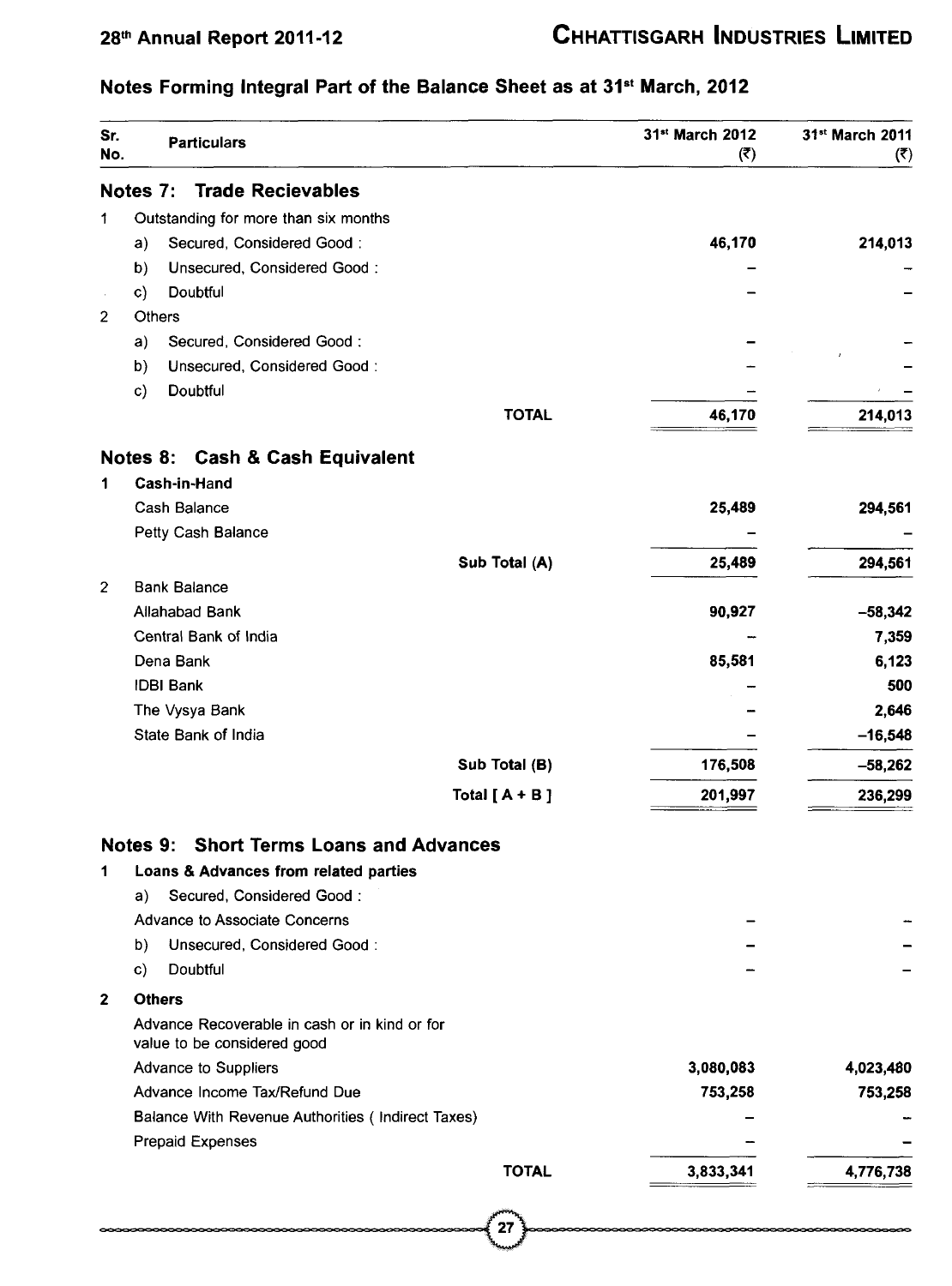## Notes Forming Integral Part of the Balance Sheet as at 31st March, 2012

| Sr. No. | Particulars | 31st March 2012 (₹) | 31st March 2011 (₹) |
|---|---|---|---|
| | **Notes 7: Trade Recievables** | | |
| 1 | Outstanding for more than six months | | |
| | a) Secured, Considered Good : | 46,170 | 214,013 |
| | b) Unsecured, Considered Good : | – | – |
| | c) Doubtful | – | – |
| 2 | Others | | |
| | a) Secured, Considered Good : | – | – |
| | b) Unsecured, Considered Good : | – | – |
| | c) Doubtful | – | – |
| | **TOTAL** | 46,170 | 214,013 |
| | **Notes 8: Cash & Cash Equivalent** | | |
| 1 | **Cash-in-Hand** | | |
| | Cash Balance | 25,489 | 294,561 |
| | Petty Cash Balance | – | – |
| | Sub Total (A) | 25,489 | 294,561 |
| 2 | Bank Balance | | |
| | Allahabad Bank | 90,927 | –58,342 |
| | Central Bank of India | – | 7,359 |
| | Dena Bank | 85,581 | 6,123 |
| | IDBI Bank | – | 500 |
| | The Vysya Bank | – | 2,646 |
| | State Bank of India | – | –16,548 |
| | Sub Total (B) | 176,508 | –58,262 |
| | Total [ A + B ] | 201,997 | 236,299 |
| | **Notes 9: Short Terms Loans and Advances** | | |
| 1 | **Loans & Advances from related parties** | | |
| | a) Secured, Considered Good : | | |
| | Advance to Associate Concerns | – | – |
| | b) Unsecured, Considered Good : | – | – |
| | c) Doubtful | – | – |
| 2 | **Others** | | |
| | Advance Recoverable in cash or in kind or for value to be considered good | | |
| | Advance to Suppliers | 3,080,083 | 4,023,480 |
| | Advance Income Tax/Refund Due | 753,258 | 753,258 |
| | Balance With Revenue Authorities ( Indirect Taxes) | – | – |
| | Prepaid Expenses | – | – |
| | **TOTAL** | 3,833,341 | 4,776,738 |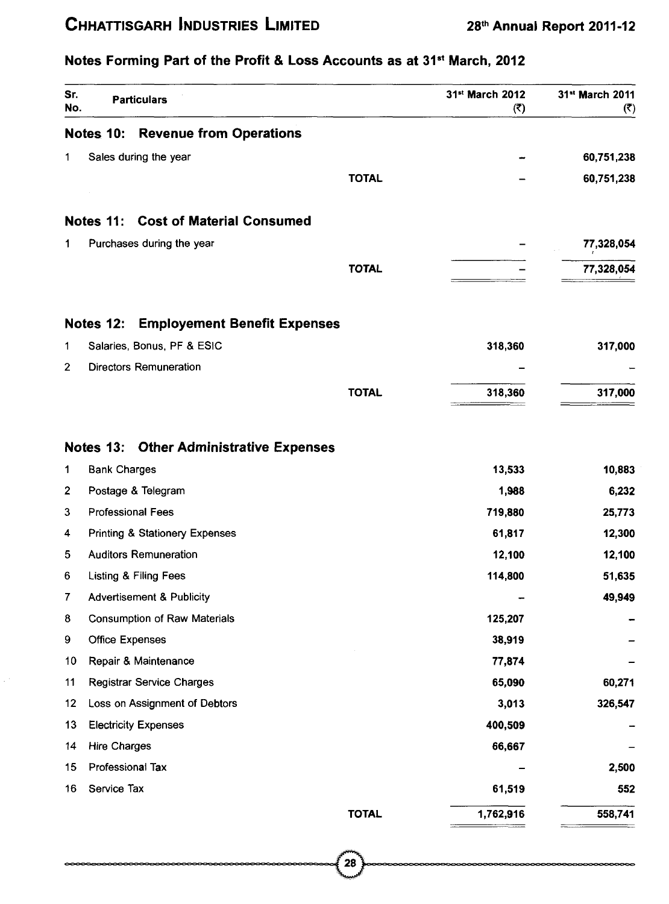## Notes Forming Part of the Profit & Loss Accounts as at 31st March, 2012

| Sr. No. | Particulars | | 31st March 2012 (₹) | 31st March 2011 (₹) |
|---|---|---|---|---|
| **Notes 10:** | **Revenue from Operations** | | | |
| 1 | Sales during the year | | – | 60,751,238 |
| | | **TOTAL** | – | 60,751,238 |
| **Notes 11:** | **Cost of Material Consumed** | | | |
| 1 | Purchases during the year | | – | 77,328,054 |
| | | **TOTAL** | – | 77,328,054 |
| **Notes 12:** | **Employement Benefit Expenses** | | | |
| 1 | Salaries, Bonus, PF & ESIC | | 318,360 | 317,000 |
| 2 | Directors Remuneration | | – | – |
| | | **TOTAL** | 318,360 | 317,000 |
| **Notes 13:** | **Other Administrative Expenses** | | | |
| 1 | Bank Charges | | 13,533 | 10,883 |
| 2 | Postage & Telegram | | 1,988 | 6,232 |
| 3 | Professional Fees | | 719,880 | 25,773 |
| 4 | Printing & Stationery Expenses | | 61,817 | 12,300 |
| 5 | Auditors Remuneration | | 12,100 | 12,100 |
| 6 | Listing & Filing Fees | | 114,800 | 51,635 |
| 7 | Advertisement & Publicity | | – | 49,949 |
| 8 | Consumption of Raw Materials | | 125,207 | – |
| 9 | Office Expenses | | 38,919 | – |
| 10 | Repair & Maintenance | | 77,874 | – |
| 11 | Registrar Service Charges | | 65,090 | 60,271 |
| 12 | Loss on Assignment of Debtors | | 3,013 | 326,547 |
| 13 | Electricity Expenses | | 400,509 | – |
| 14 | Hire Charges | | 66,667 | – |
| 15 | Professional Tax | | – | 2,500 |
| 16 | Service Tax | | 61,519 | 552 |
| | | **TOTAL** | 1,762,916 | 558,741 |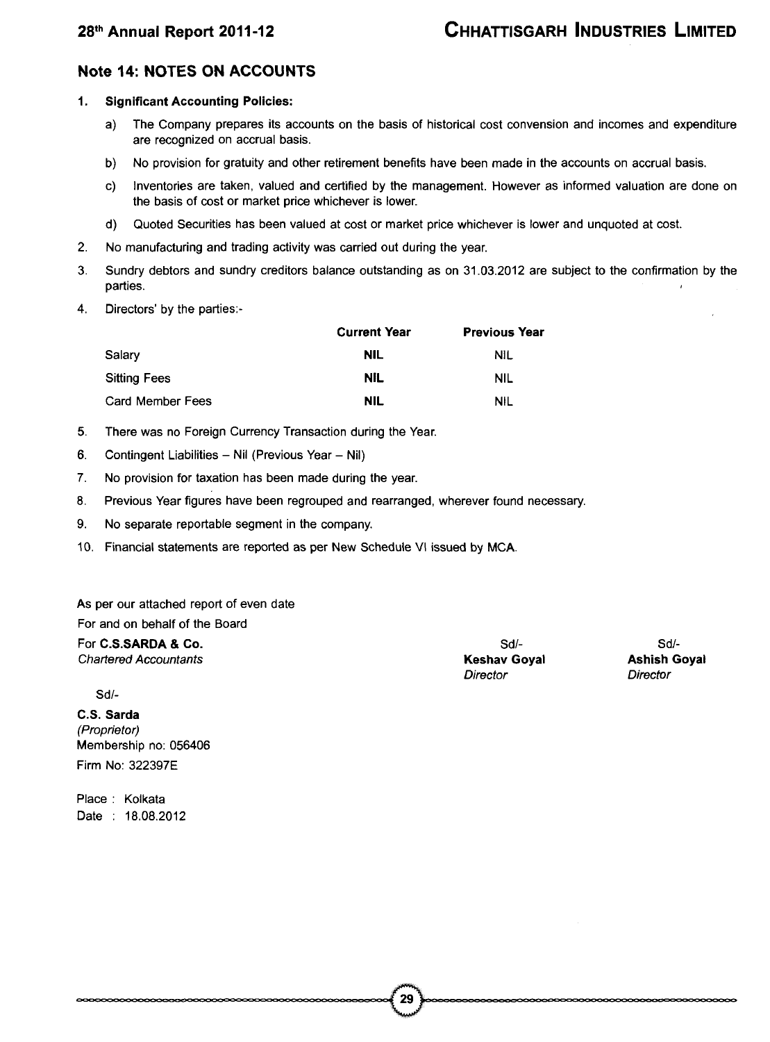## Note 14: NOTES ON ACCOUNTS

1. **Significant Accounting Policies:**
   a) The Company prepares its accounts on the basis of historical cost convension and incomes and expenditure are recognized on accrual basis.
   b) No provision for gratuity and other retirement benefits have been made in the accounts on accrual basis.
   c) Inventories are taken, valued and certified by the management. However as informed valuation are done on the basis of cost or market price whichever is lower.
   d) Quoted Securities has been valued at cost or market price whichever is lower and unquoted at cost.
2. No manufacturing and trading activity was carried out during the year.
3. Sundry debtors and sundry creditors balance outstanding as on 31.03.2012 are subject to the confirmation by the parties.
4. Directors' by the parties:-

| | **Current Year** | **Previous Year** |
|---|---|---|
| Salary | **NIL** | NIL |
| Sitting Fees | **NIL** | NIL |
| Card Member Fees | **NIL** | NIL |

5. There was no Foreign Currency Transaction during the Year.
6. Contingent Liabilities – Nil (Previous Year – Nil)
7. No provision for taxation has been made during the year.
8. Previous Year figures have been regrouped and rearranged, wherever found necessary.
9. No separate reportable segment in the company.
10. Financial statements are reported as per New Schedule VI issued by MCA.

As per our attached report of even date

For and on behalf of the Board

For **C.S.SARDA & Co.**
*Chartered Accountants*

Sd/-

**C.S. Sarda**
*(Proprietor)*
Membership no: 056406
Firm No: 322397E

Place : Kolkata
Date : 18.08.2012

Sd/-
**Keshav Goyal**
*Director*

Sd/-
**Ashish Goyal**
*Director*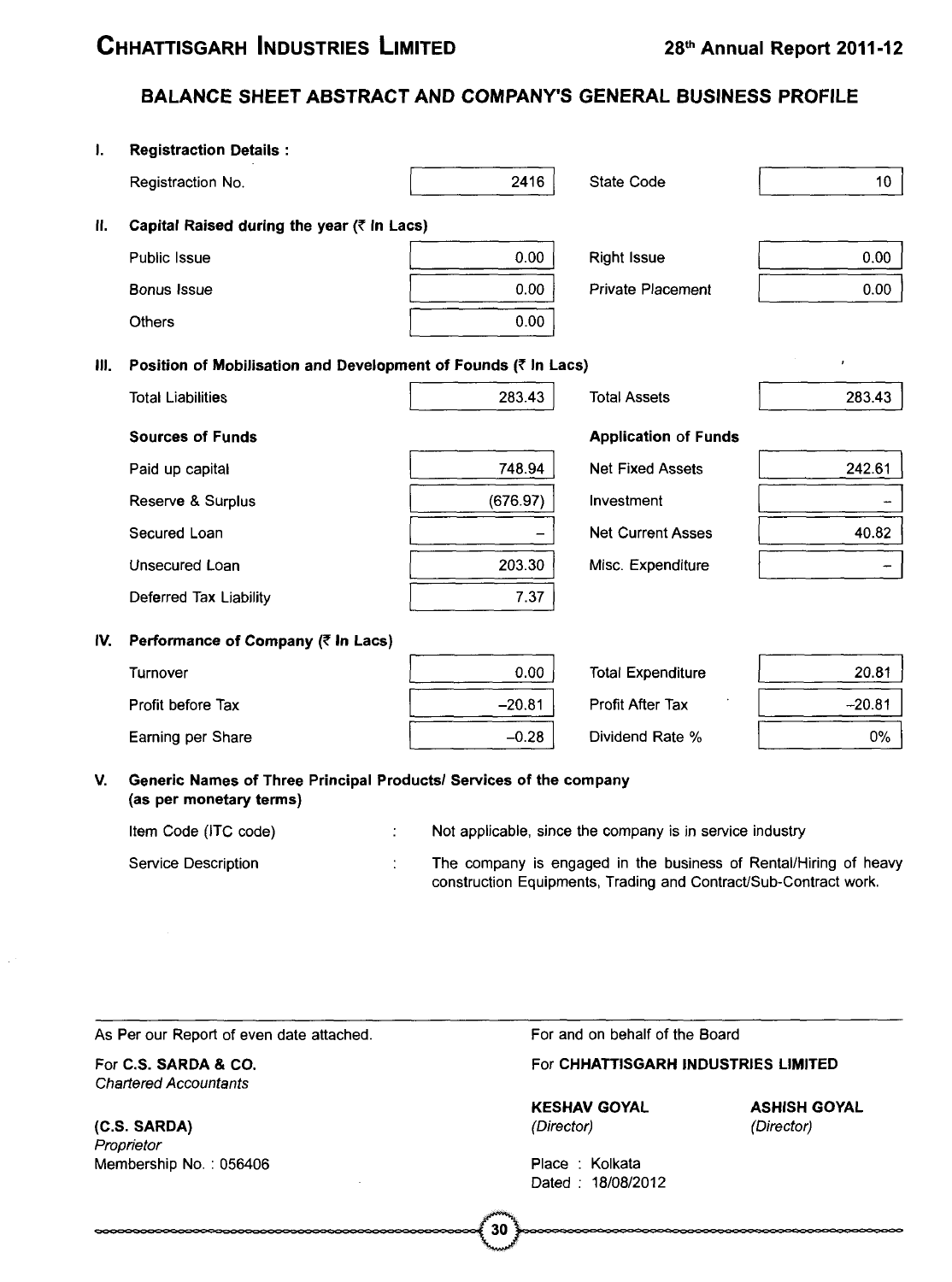# BALANCE SHEET ABSTRACT AND COMPANY'S GENERAL BUSINESS PROFILE

**I. Registraction Details :**

| | | | |
|---|---|---|---|
| Registraction No. | 2416 | State Code | 10 |

**II. Capital Raised during the year (₹ In Lacs)**

| | | | |
|---|---|---|---|
| Public Issue | 0.00 | Right Issue | 0.00 |
| Bonus Issue | 0.00 | Private Placement | 0.00 |
| Others | 0.00 | | |

**III. Position of Mobilisation and Development of Founds (₹ In Lacs)**

| | | | |
|---|---|---|---|
| Total Liabilities | 283.43 | Total Assets | 283.43 |
| **Sources of Funds** | | **Application of Funds** | |
| Paid up capital | 748.94 | Net Fixed Assets | 242.61 |
| Reserve & Surplus | (676.97) | Investment | – |
| Secured Loan | – | Net Current Asses | 40.82 |
| Unsecured Loan | 203.30 | Misc. Expenditure | – |
| Deferred Tax Liability | 7.37 | | |

**IV. Performance of Company (₹ In Lacs)**

| | | | |
|---|---|---|---|
| Turnover | 0.00 | Total Expenditure | 20.81 |
| Profit before Tax | –20.81 | Profit After Tax | –20.81 |
| Earning per Share | –0.28 | Dividend Rate % | 0% |

**V. Generic Names of Three Principal Products/ Services of the company (as per monetary terms)**

Item Code (ITC code) : Not applicable, since the company is in service industry

Service Description : The company is engaged in the business of Rental/Hiring of heavy construction Equipments, Trading and Contract/Sub-Contract work.

As Per our Report of even date attached.

For **C.S. SARDA & CO.**
*Chartered Accountants*

**(C.S. SARDA)**
*Proprietor*
Membership No. : 056406

For and on behalf of the Board

For **CHHATTISGARH INDUSTRIES LIMITED**

**KESHAV GOYAL**
*(Director)*

**ASHISH GOYAL**
*(Director)*

Place : Kolkata
Dated : 18/08/2012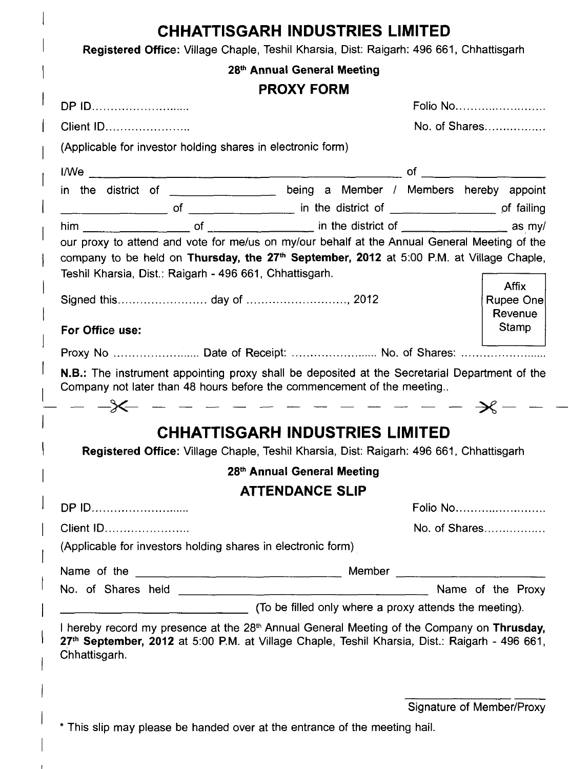# CHHATTISGARH INDUSTRIES LIMITED

**Registered Office:** Village Chaple, Teshil Kharsia, Dist: Raigarh: 496 661, Chhattisgarh

**28th Annual General Meeting**

## PROXY FORM

DP ID.......................... Folio No.........................

Client ID...................... No. of Shares................

(Applicable for investor holding shares in electronic form)

I/We ________________________________________ of ________________

in the district of ______________ being a Member / Members hereby appoint ______________ of ______________ in the district of ______________ of failing him ______________ of ______________ in the district of ______________ as my/our proxy to attend and vote for me/us on my/our behalf at the Annual General Meeting of the company to be held on **Thursday, the 27th September, 2012** at 5:00 P.M. at Village Chaple, Teshil Kharsia, Dist.: Raigarh - 496 661, Chhattisgarh.

Signed this...................... day of .........................., 2012

Affix Rupee One Revenue Stamp

**For Office use:**

Proxy No ...................... Date of Receipt: ...................... No. of Shares: ......................

**N.B.:** The instrument appointing proxy shall be deposited at the Secretarial Department of the Company not later than 48 hours before the commencement of the meeting..

---

# CHHATTISGARH INDUSTRIES LIMITED

**Registered Office:** Village Chaple, Teshil Kharsia, Dist: Raigarh: 496 661, Chhattisgarh

**28th Annual General Meeting**

## ATTENDANCE SLIP

DP ID.......................... Folio No.........................

Client ID...................... No. of Shares................

(Applicable for investors holding shares in electronic form)

Name of the ______________________________ Member ______________________

No. of Shares held ____________________________________ Name of the Proxy ____________________________ (To be filled only where a proxy attends the meeting).

I hereby record my presence at the 28th Annual General Meeting of the Company on **Thursday, 27th September, 2012** at 5:00 P.M. at Village Chaple, Teshil Kharsia, Dist.: Raigarh - 496 661, Chhattisgarh.

Signature of Member/Proxy

* This slip may please be handed over at the entrance of the meeting hall.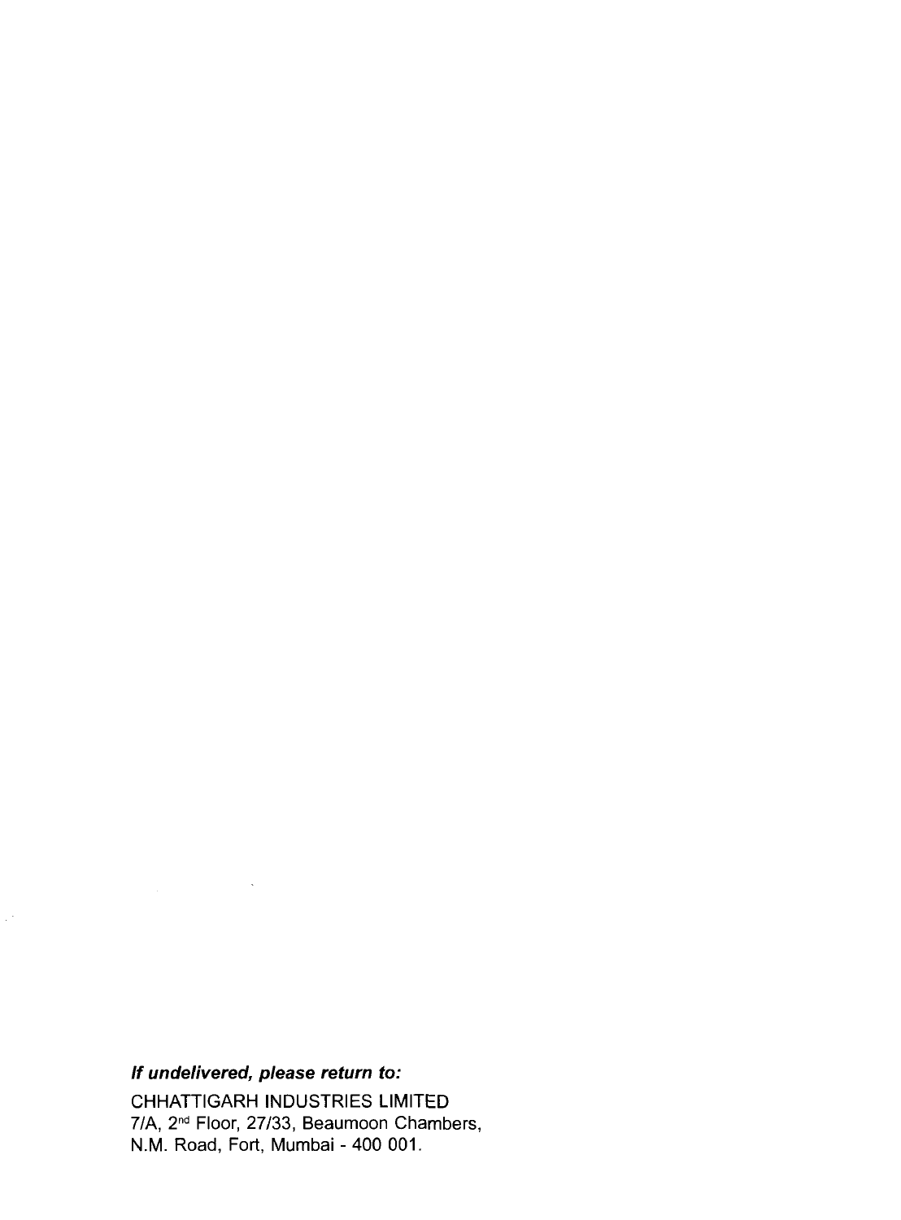***If undelivered, please return to:***

CHHATTIGARH INDUSTRIES LIMITED
7/A, 2nd Floor, 27/33, Beaumoon Chambers,
N.M. Road, Fort, Mumbai - 400 001.